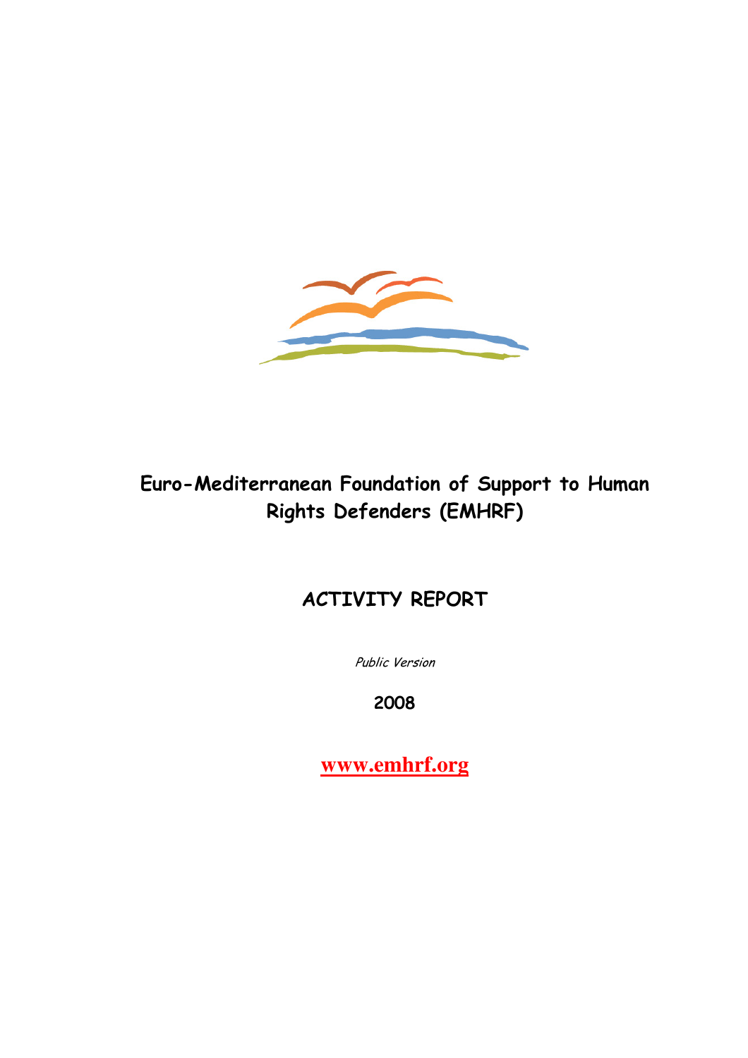# Euro-Mediterranean Foundation of Support to Human Rights Defenders (EMHRF)

## ACTIVITY REPORT

*Public Version*

**2008**

**www.emhrf.org**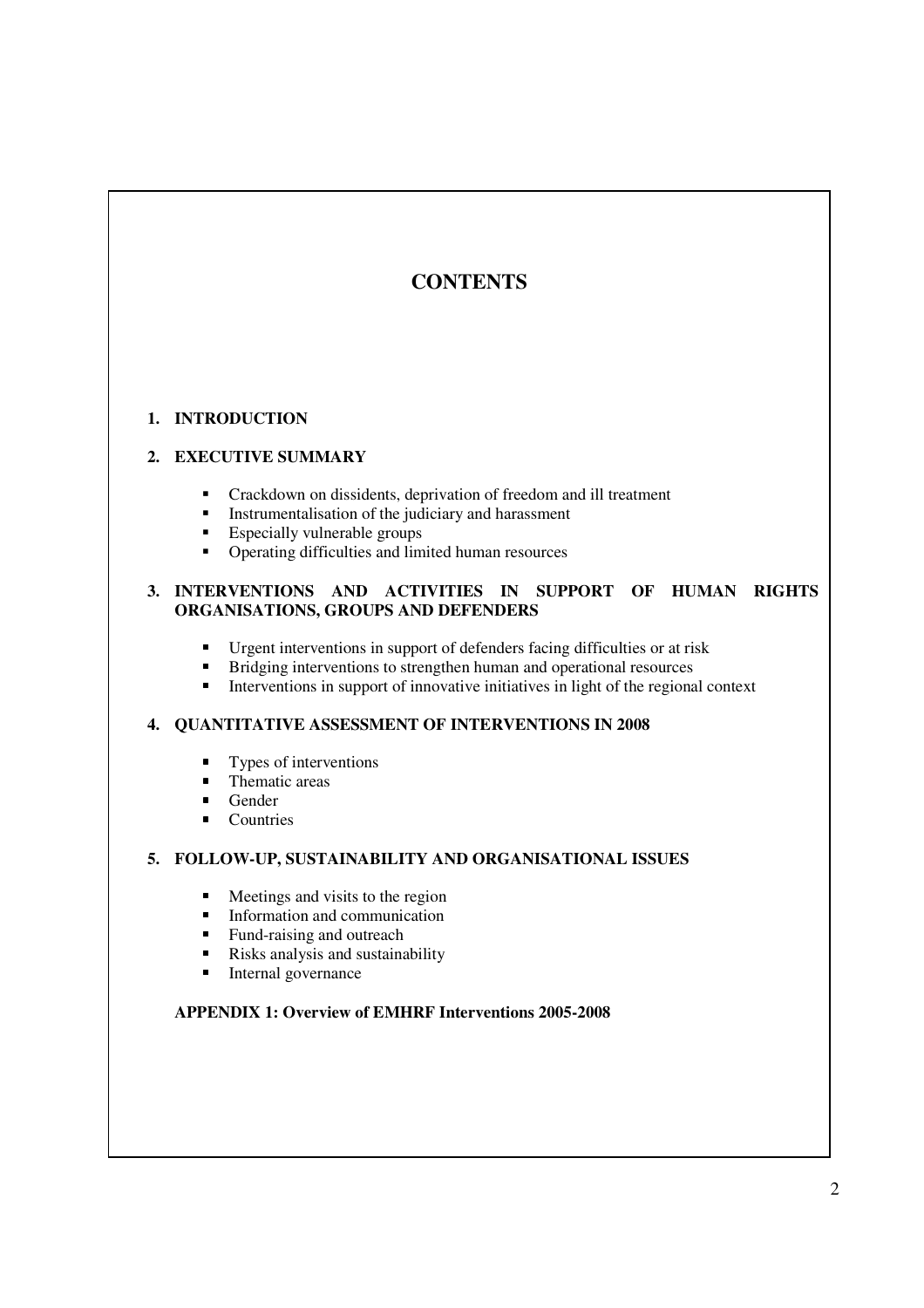# CONTENTS

**1. INTRODUCTION**

**2. EXECUTIVE SUMMARY**

- Crackdown on dissidents, deprivation of freedom and ill treatment
- Instrumentalisation of the judiciary and harassment
- Especially vulnerable groups
- Operating difficulties and limited human resources

**3. INTERVENTIONS AND ACTIVITIES IN SUPPORT OF HUMAN RIGHTS ORGANISATIONS, GROUPS AND DEFENDERS**

- Urgent interventions in support of defenders facing difficulties or at risk
- Bridging interventions to strengthen human and operational resources
- Interventions in support of innovative initiatives in light of the regional context

**4. QUANTITATIVE ASSESSMENT OF INTERVENTIONS IN 2008**

- Types of interventions
- Thematic areas
- Gender
- Countries

**5. FOLLOW-UP, SUSTAINABILITY AND ORGANISATIONAL ISSUES**

- Meetings and visits to the region
- Information and communication
- Fund-raising and outreach
- Risks analysis and sustainability
- Internal governance

**APPENDIX 1: Overview of EMHRF Interventions 2005-2008**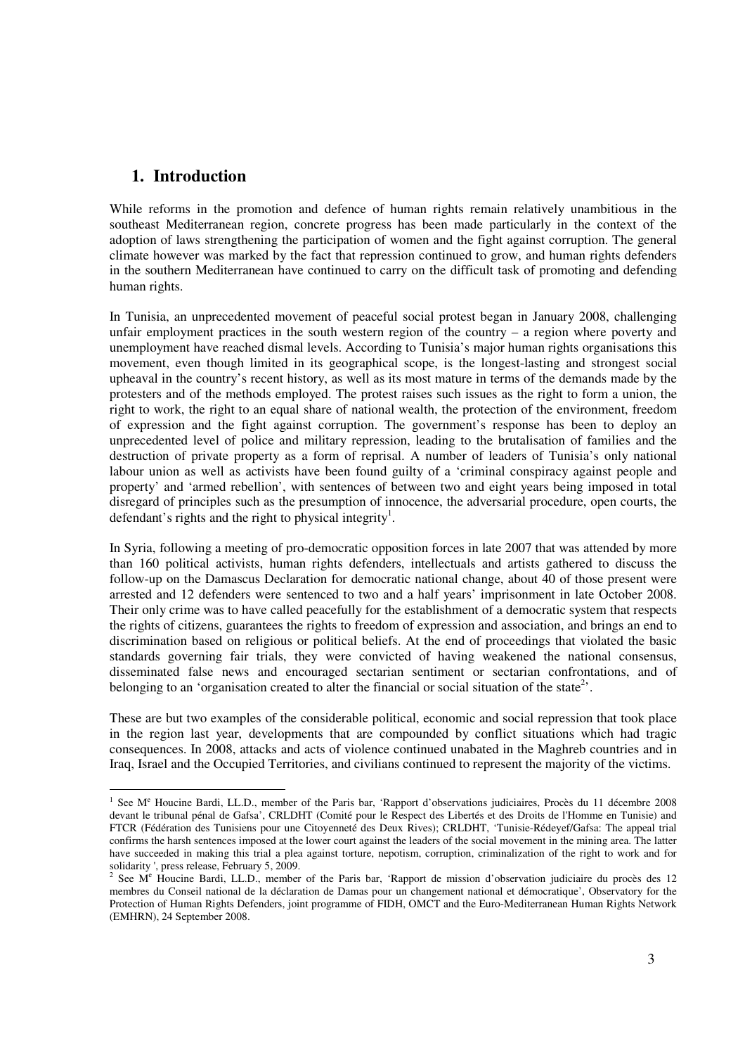## 1. Introduction

While reforms in the promotion and defence of human rights remain relatively unambitious in the southeast Mediterranean region, concrete progress has been made particularly in the context of the adoption of laws strengthening the participation of women and the fight against corruption. The general climate however was marked by the fact that repression continued to grow, and human rights defenders in the southern Mediterranean have continued to carry on the difficult task of promoting and defending human rights.

In Tunisia, an unprecedented movement of peaceful social protest began in January 2008, challenging unfair employment practices in the south western region of the country – a region where poverty and unemployment have reached dismal levels. According to Tunisia's major human rights organisations this movement, even though limited in its geographical scope, is the longest-lasting and strongest social upheaval in the country's recent history, as well as its most mature in terms of the demands made by the protesters and of the methods employed. The protest raises such issues as the right to form a union, the right to work, the right to an equal share of national wealth, the protection of the environment, freedom of expression and the fight against corruption. The government's response has been to deploy an unprecedented level of police and military repression, leading to the brutalisation of families and the destruction of private property as a form of reprisal. A number of leaders of Tunisia's only national labour union as well as activists have been found guilty of a 'criminal conspiracy against people and property' and 'armed rebellion', with sentences of between two and eight years being imposed in total disregard of principles such as the presumption of innocence, the adversarial procedure, open courts, the defendant's rights and the right to physical integrity[1].

In Syria, following a meeting of pro-democratic opposition forces in late 2007 that was attended by more than 160 political activists, human rights defenders, intellectuals and artists gathered to discuss the follow-up on the Damascus Declaration for democratic national change, about 40 of those present were arrested and 12 defenders were sentenced to two and a half years' imprisonment in late October 2008. Their only crime was to have called peacefully for the establishment of a democratic system that respects the rights of citizens, guarantees the rights to freedom of expression and association, and brings an end to discrimination based on religious or political beliefs. At the end of proceedings that violated the basic standards governing fair trials, they were convicted of having weakened the national consensus, disseminated false news and encouraged sectarian sentiment or sectarian confrontations, and of belonging to an 'organisation created to alter the financial or social situation of the state[2]'.

These are but two examples of the considerable political, economic and social repression that took place in the region last year, developments that are compounded by conflict situations which had tragic consequences. In 2008, attacks and acts of violence continued unabated in the Maghreb countries and in Iraq, Israel and the Occupied Territories, and civilians continued to represent the majority of the victims.

---

[1] See Me Houcine Bardi, LL.D., member of the Paris bar, 'Rapport d'observations judiciaires, Procès du 11 décembre 2008 devant le tribunal pénal de Gafsa', CRLDHT (Comité pour le Respect des Libertés et des Droits de l'Homme en Tunisie) and FTCR (Fédération des Tunisiens pour une Citoyenneté des Deux Rives); CRLDHT, 'Tunisie-Rédeyef/Gafsa: The appeal trial confirms the harsh sentences imposed at the lower court against the leaders of the social movement in the mining area. The latter have succeeded in making this trial a plea against torture, nepotism, corruption, criminalization of the right to work and for solidarity ', press release, February 5, 2009.

[2] See Me Houcine Bardi, LL.D., member of the Paris bar, 'Rapport de mission d'observation judiciaire du procès des 12 membres du Conseil national de la déclaration de Damas pour un changement national et démocratique', Observatory for the Protection of Human Rights Defenders, joint programme of FIDH, OMCT and the Euro-Mediterranean Human Rights Network (EMHRN), 24 September 2008.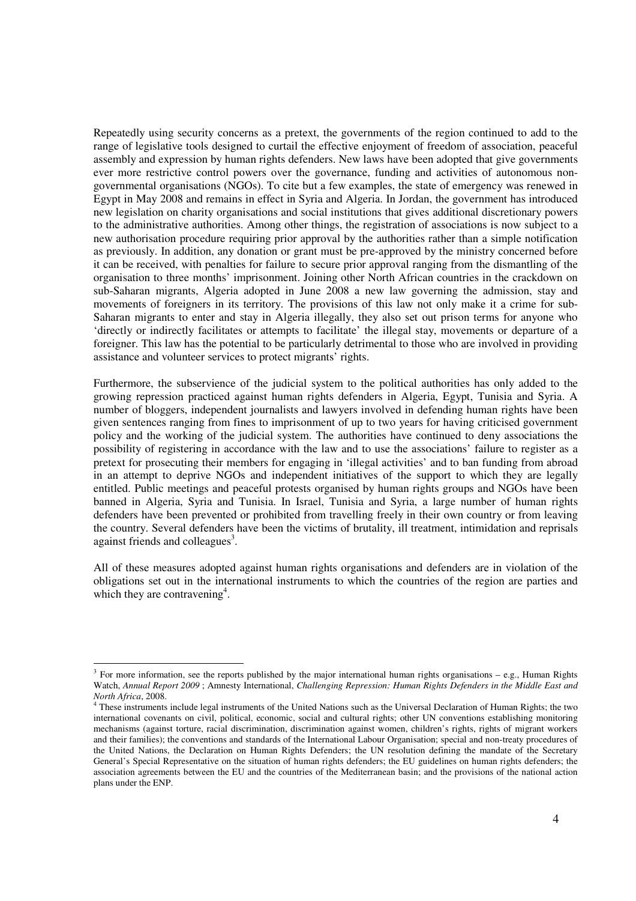Repeatedly using security concerns as a pretext, the governments of the region continued to add to the range of legislative tools designed to curtail the effective enjoyment of freedom of association, peaceful assembly and expression by human rights defenders. New laws have been adopted that give governments ever more restrictive control powers over the governance, funding and activities of autonomous non-governmental organisations (NGOs). To cite but a few examples, the state of emergency was renewed in Egypt in May 2008 and remains in effect in Syria and Algeria. In Jordan, the government has introduced new legislation on charity organisations and social institutions that gives additional discretionary powers to the administrative authorities. Among other things, the registration of associations is now subject to a new authorisation procedure requiring prior approval by the authorities rather than a simple notification as previously. In addition, any donation or grant must be pre-approved by the ministry concerned before it can be received, with penalties for failure to secure prior approval ranging from the dismantling of the organisation to three months' imprisonment. Joining other North African countries in the crackdown on sub-Saharan migrants, Algeria adopted in June 2008 a new law governing the admission, stay and movements of foreigners in its territory. The provisions of this law not only make it a crime for sub-Saharan migrants to enter and stay in Algeria illegally, they also set out prison terms for anyone who 'directly or indirectly facilitates or attempts to facilitate' the illegal stay, movements or departure of a foreigner. This law has the potential to be particularly detrimental to those who are involved in providing assistance and volunteer services to protect migrants' rights.

Furthermore, the subservience of the judicial system to the political authorities has only added to the growing repression practiced against human rights defenders in Algeria, Egypt, Tunisia and Syria. A number of bloggers, independent journalists and lawyers involved in defending human rights have been given sentences ranging from fines to imprisonment of up to two years for having criticised government policy and the working of the judicial system. The authorities have continued to deny associations the possibility of registering in accordance with the law and to use the associations' failure to register as a pretext for prosecuting their members for engaging in 'illegal activities' and to ban funding from abroad in an attempt to deprive NGOs and independent initiatives of the support to which they are legally entitled. Public meetings and peaceful protests organised by human rights groups and NGOs have been banned in Algeria, Syria and Tunisia. In Israel, Tunisia and Syria, a large number of human rights defenders have been prevented or prohibited from travelling freely in their own country or from leaving the country. Several defenders have been the victims of brutality, ill treatment, intimidation and reprisals against friends and colleagues[3].

All of these measures adopted against human rights organisations and defenders are in violation of the obligations set out in the international instruments to which the countries of the region are parties and which they are contravening[4].

---

[3] For more information, see the reports published by the major international human rights organisations – e.g., Human Rights Watch, *Annual Report 2009* ; Amnesty International, *Challenging Repression: Human Rights Defenders in the Middle East and North Africa*, 2008.

[4] These instruments include legal instruments of the United Nations such as the Universal Declaration of Human Rights; the two international covenants on civil, political, economic, social and cultural rights; other UN conventions establishing monitoring mechanisms (against torture, racial discrimination, discrimination against women, children's rights, rights of migrant workers and their families); the conventions and standards of the International Labour Organisation; special and non-treaty procedures of the United Nations, the Declaration on Human Rights Defenders; the UN resolution defining the mandate of the Secretary General's Special Representative on the situation of human rights defenders; the EU guidelines on human rights defenders; the association agreements between the EU and the countries of the Mediterranean basin; and the provisions of the national action plans under the ENP.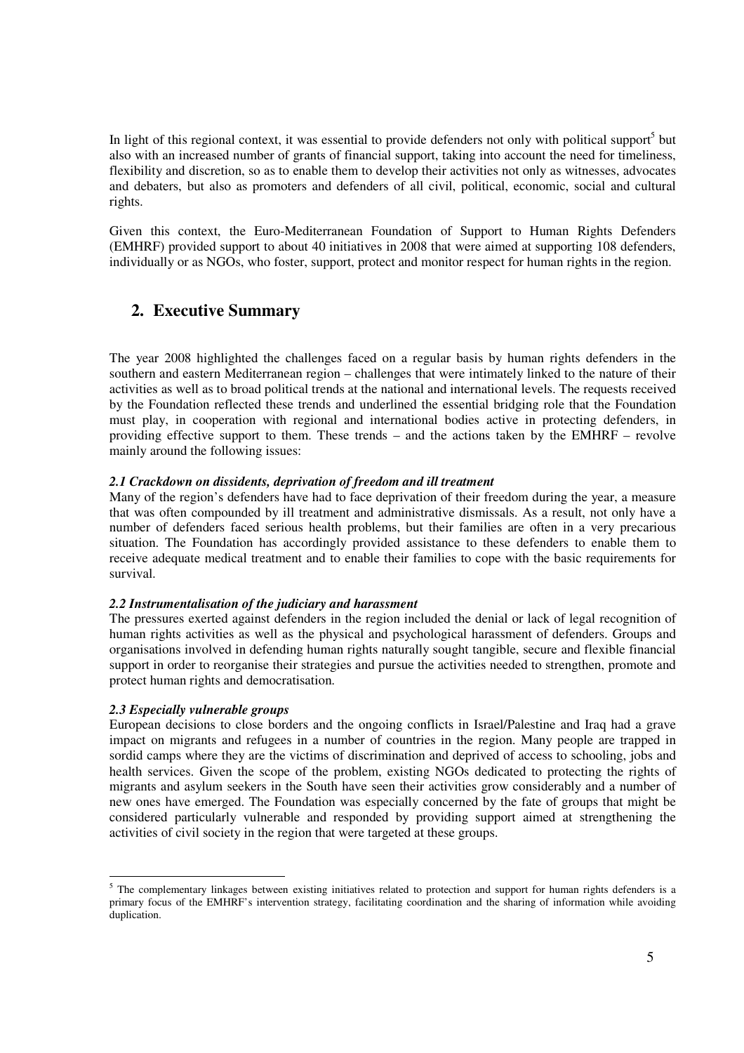In light of this regional context, it was essential to provide defenders not only with political support[5] but also with an increased number of grants of financial support, taking into account the need for timeliness, flexibility and discretion, so as to enable them to develop their activities not only as witnesses, advocates and debaters, but also as promoters and defenders of all civil, political, economic, social and cultural rights.

Given this context, the Euro-Mediterranean Foundation of Support to Human Rights Defenders (EMHRF) provided support to about 40 initiatives in 2008 that were aimed at supporting 108 defenders, individually or as NGOs, who foster, support, protect and monitor respect for human rights in the region.

## 2. Executive Summary

The year 2008 highlighted the challenges faced on a regular basis by human rights defenders in the southern and eastern Mediterranean region – challenges that were intimately linked to the nature of their activities as well as to broad political trends at the national and international levels. The requests received by the Foundation reflected these trends and underlined the essential bridging role that the Foundation must play, in cooperation with regional and international bodies active in protecting defenders, in providing effective support to them. These trends – and the actions taken by the EMHRF – revolve mainly around the following issues:

### *2.1 Crackdown on dissidents, deprivation of freedom and ill treatment*

Many of the region's defenders have had to face deprivation of their freedom during the year, a measure that was often compounded by ill treatment and administrative dismissals. As a result, not only have a number of defenders faced serious health problems, but their families are often in a very precarious situation. The Foundation has accordingly provided assistance to these defenders to enable them to receive adequate medical treatment and to enable their families to cope with the basic requirements for survival.

### *2.2 Instrumentalisation of the judiciary and harassment*

The pressures exerted against defenders in the region included the denial or lack of legal recognition of human rights activities as well as the physical and psychological harassment of defenders. Groups and organisations involved in defending human rights naturally sought tangible, secure and flexible financial support in order to reorganise their strategies and pursue the activities needed to strengthen, promote and protect human rights and democratisation.

### *2.3 Especially vulnerable groups*

European decisions to close borders and the ongoing conflicts in Israel/Palestine and Iraq had a grave impact on migrants and refugees in a number of countries in the region. Many people are trapped in sordid camps where they are the victims of discrimination and deprived of access to schooling, jobs and health services. Given the scope of the problem, existing NGOs dedicated to protecting the rights of migrants and asylum seekers in the South have seen their activities grow considerably and a number of new ones have emerged. The Foundation was especially concerned by the fate of groups that might be considered particularly vulnerable and responded by providing support aimed at strengthening the activities of civil society in the region that were targeted at these groups.

---

[5] The complementary linkages between existing initiatives related to protection and support for human rights defenders is a primary focus of the EMHRF's intervention strategy, facilitating coordination and the sharing of information while avoiding duplication.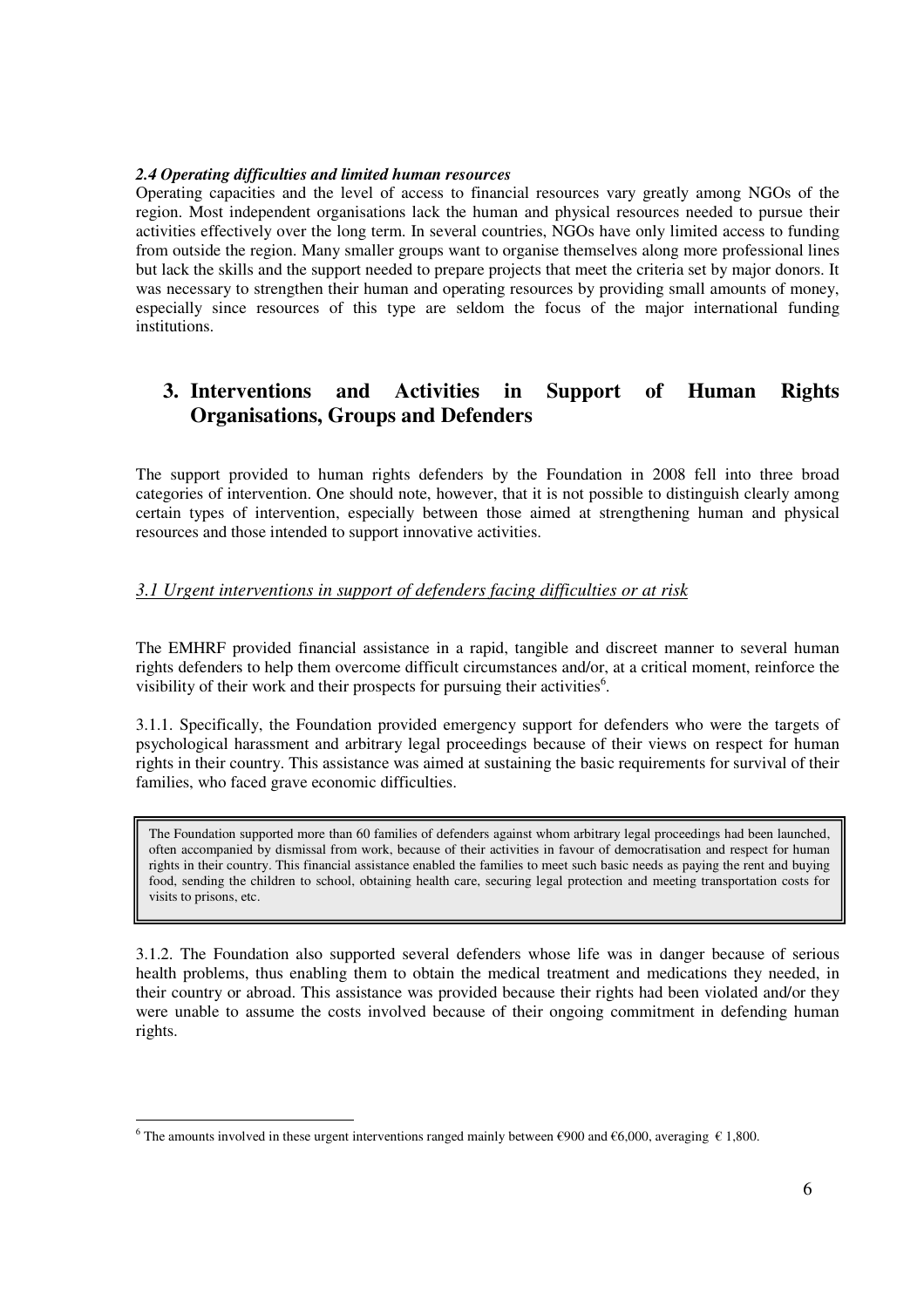### *2.4 Operating difficulties and limited human resources*

Operating capacities and the level of access to financial resources vary greatly among NGOs of the region. Most independent organisations lack the human and physical resources needed to pursue their activities effectively over the long term. In several countries, NGOs have only limited access to funding from outside the region. Many smaller groups want to organise themselves along more professional lines but lack the skills and the support needed to prepare projects that meet the criteria set by major donors. It was necessary to strengthen their human and operating resources by providing small amounts of money, especially since resources of this type are seldom the focus of the major international funding institutions.

# 3. Interventions and Activities in Support of Human Rights Organisations, Groups and Defenders

The support provided to human rights defenders by the Foundation in 2008 fell into three broad categories of intervention. One should note, however, that it is not possible to distinguish clearly among certain types of intervention, especially between those aimed at strengthening human and physical resources and those intended to support innovative activities.

## *3.1 Urgent interventions in support of defenders facing difficulties or at risk*

The EMHRF provided financial assistance in a rapid, tangible and discreet manner to several human rights defenders to help them overcome difficult circumstances and/or, at a critical moment, reinforce the visibility of their work and their prospects for pursuing their activities[6].

3.1.1. Specifically, the Foundation provided emergency support for defenders who were the targets of psychological harassment and arbitrary legal proceedings because of their views on respect for human rights in their country. This assistance was aimed at sustaining the basic requirements for survival of their families, who faced grave economic difficulties.

> The Foundation supported more than 60 families of defenders against whom arbitrary legal proceedings had been launched, often accompanied by dismissal from work, because of their activities in favour of democratisation and respect for human rights in their country. This financial assistance enabled the families to meet such basic needs as paying the rent and buying food, sending the children to school, obtaining health care, securing legal protection and meeting transportation costs for visits to prisons, etc.

3.1.2. The Foundation also supported several defenders whose life was in danger because of serious health problems, thus enabling them to obtain the medical treatment and medications they needed, in their country or abroad. This assistance was provided because their rights had been violated and/or they were unable to assume the costs involved because of their ongoing commitment in defending human rights.

---

[6] The amounts involved in these urgent interventions ranged mainly between €900 and €6,000, averaging € 1,800.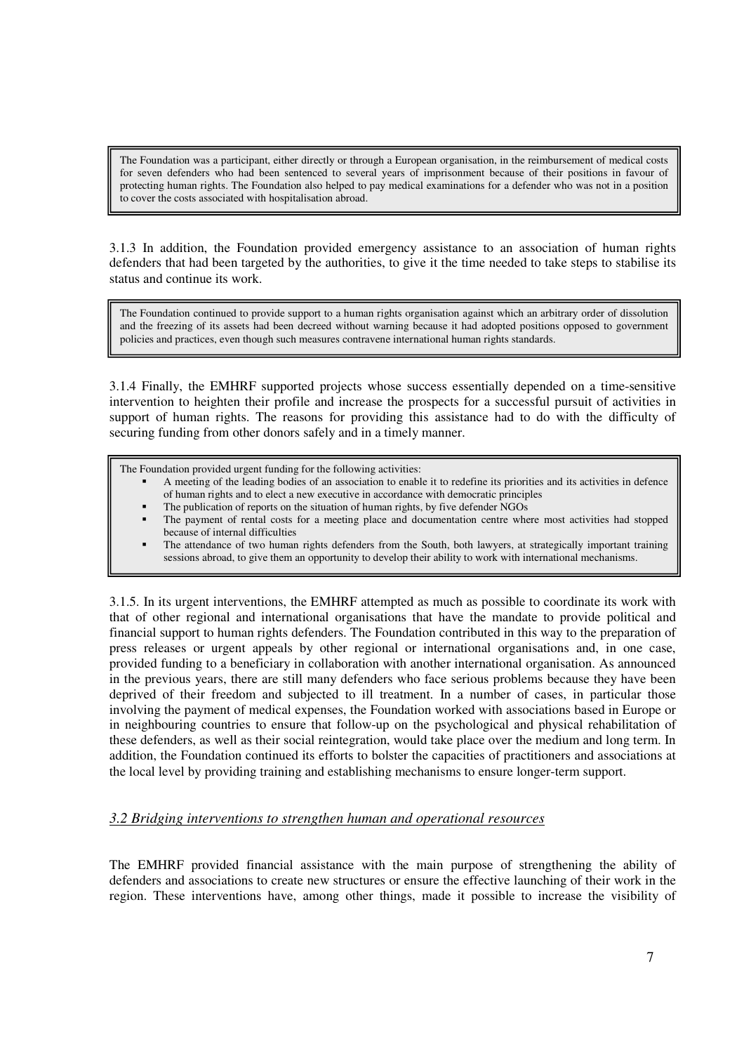> The Foundation was a participant, either directly or through a European organisation, in the reimbursement of medical costs for seven defenders who had been sentenced to several years of imprisonment because of their positions in favour of protecting human rights. The Foundation also helped to pay medical examinations for a defender who was not in a position to cover the costs associated with hospitalisation abroad.

3.1.3 In addition, the Foundation provided emergency assistance to an association of human rights defenders that had been targeted by the authorities, to give it the time needed to take steps to stabilise its status and continue its work.

> The Foundation continued to provide support to a human rights organisation against which an arbitrary order of dissolution and the freezing of its assets had been decreed without warning because it had adopted positions opposed to government policies and practices, even though such measures contravene international human rights standards.

3.1.4 Finally, the EMHRF supported projects whose success essentially depended on a time-sensitive intervention to heighten their profile and increase the prospects for a successful pursuit of activities in support of human rights. The reasons for providing this assistance had to do with the difficulty of securing funding from other donors safely and in a timely manner.

> The Foundation provided urgent funding for the following activities:
>
> - A meeting of the leading bodies of an association to enable it to redefine its priorities and its activities in defence of human rights and to elect a new executive in accordance with democratic principles
> - The publication of reports on the situation of human rights, by five defender NGOs
> - The payment of rental costs for a meeting place and documentation centre where most activities had stopped because of internal difficulties
> - The attendance of two human rights defenders from the South, both lawyers, at strategically important training sessions abroad, to give them an opportunity to develop their ability to work with international mechanisms.

3.1.5. In its urgent interventions, the EMHRF attempted as much as possible to coordinate its work with that of other regional and international organisations that have the mandate to provide political and financial support to human rights defenders. The Foundation contributed in this way to the preparation of press releases or urgent appeals by other regional or international organisations and, in one case, provided funding to a beneficiary in collaboration with another international organisation. As announced in the previous years, there are still many defenders who face serious problems because they have been deprived of their freedom and subjected to ill treatment. In a number of cases, in particular those involving the payment of medical expenses, the Foundation worked with associations based in Europe or in neighbouring countries to ensure that follow-up on the psychological and physical rehabilitation of these defenders, as well as their social reintegration, would take place over the medium and long term. In addition, the Foundation continued its efforts to bolster the capacities of practitioners and associations at the local level by providing training and establishing mechanisms to ensure longer-term support.

### *3.2 Bridging interventions to strengthen human and operational resources*

The EMHRF provided financial assistance with the main purpose of strengthening the ability of defenders and associations to create new structures or ensure the effective launching of their work in the region. These interventions have, among other things, made it possible to increase the visibility of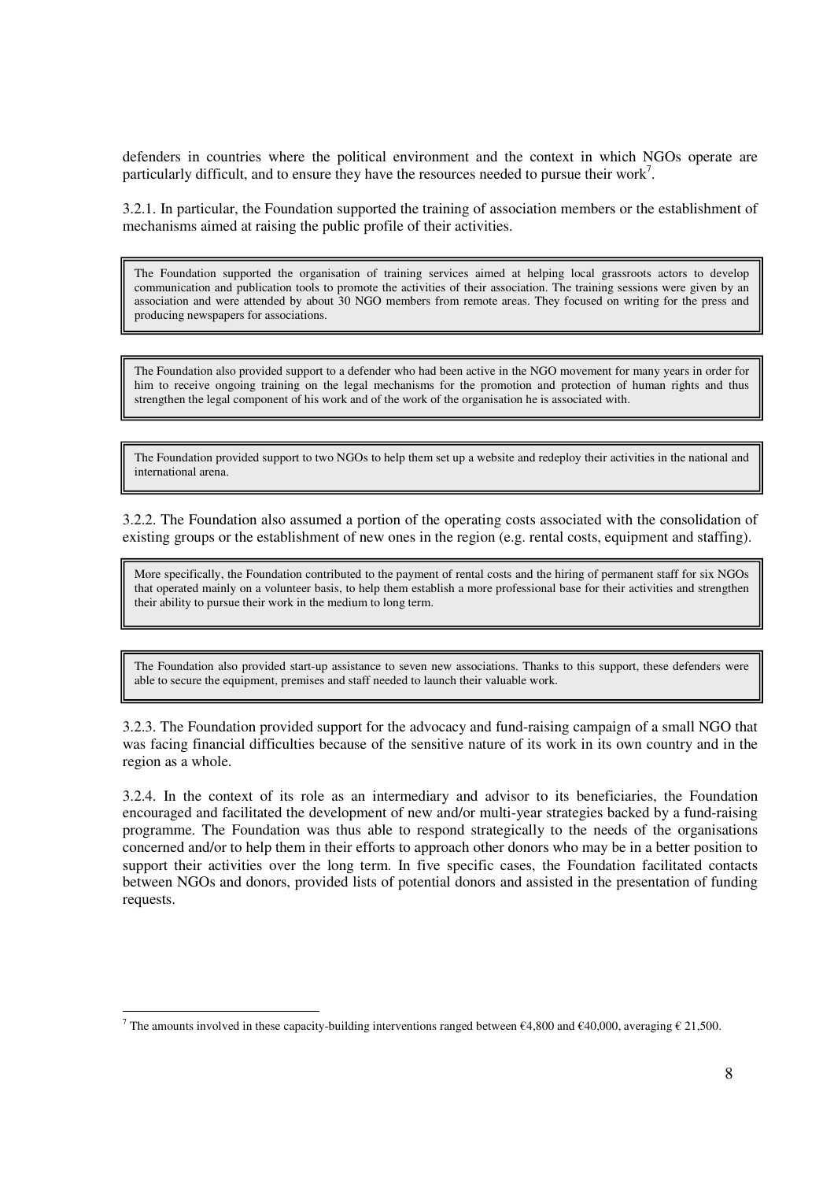defenders in countries where the political environment and the context in which NGOs operate are particularly difficult, and to ensure they have the resources needed to pursue their work[7].

3.2.1. In particular, the Foundation supported the training of association members or the establishment of mechanisms aimed at raising the public profile of their activities.

> The Foundation supported the organisation of training services aimed at helping local grassroots actors to develop communication and publication tools to promote the activities of their association. The training sessions were given by an association and were attended by about 30 NGO members from remote areas. They focused on writing for the press and producing newspapers for associations.

> The Foundation also provided support to a defender who had been active in the NGO movement for many years in order for him to receive ongoing training on the legal mechanisms for the promotion and protection of human rights and thus strengthen the legal component of his work and of the work of the organisation he is associated with.

> The Foundation provided support to two NGOs to help them set up a website and redeploy their activities in the national and international arena.

3.2.2. The Foundation also assumed a portion of the operating costs associated with the consolidation of existing groups or the establishment of new ones in the region (e.g. rental costs, equipment and staffing).

> More specifically, the Foundation contributed to the payment of rental costs and the hiring of permanent staff for six NGOs that operated mainly on a volunteer basis, to help them establish a more professional base for their activities and strengthen their ability to pursue their work in the medium to long term.

> The Foundation also provided start-up assistance to seven new associations. Thanks to this support, these defenders were able to secure the equipment, premises and staff needed to launch their valuable work.

3.2.3. The Foundation provided support for the advocacy and fund-raising campaign of a small NGO that was facing financial difficulties because of the sensitive nature of its work in its own country and in the region as a whole.

3.2.4. In the context of its role as an intermediary and advisor to its beneficiaries, the Foundation encouraged and facilitated the development of new and/or multi-year strategies backed by a fund-raising programme. The Foundation was thus able to respond strategically to the needs of the organisations concerned and/or to help them in their efforts to approach other donors who may be in a better position to support their activities over the long term. In five specific cases, the Foundation facilitated contacts between NGOs and donors, provided lists of potential donors and assisted in the presentation of funding requests.

---

[7] The amounts involved in these capacity-building interventions ranged between €4,800 and €40,000, averaging € 21,500.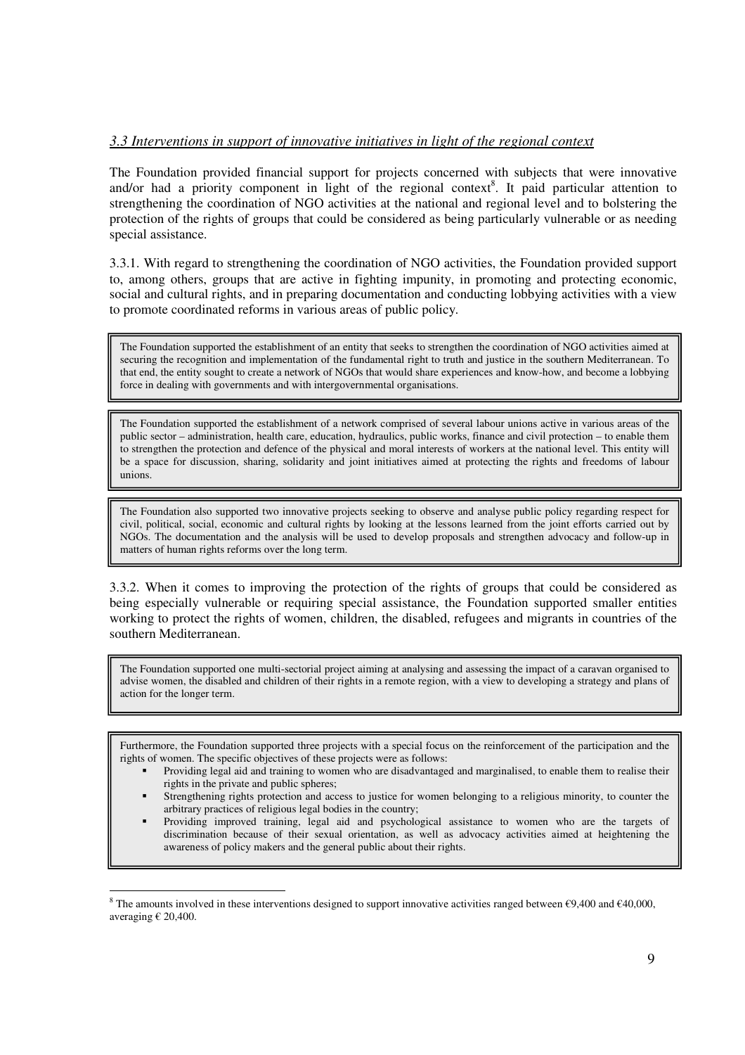### *3.3 Interventions in support of innovative initiatives in light of the regional context*

The Foundation provided financial support for projects concerned with subjects that were innovative and/or had a priority component in light of the regional context[8]. It paid particular attention to strengthening the coordination of NGO activities at the national and regional level and to bolstering the protection of the rights of groups that could be considered as being particularly vulnerable or as needing special assistance.

3.3.1. With regard to strengthening the coordination of NGO activities, the Foundation provided support to, among others, groups that are active in fighting impunity, in promoting and protecting economic, social and cultural rights, and in preparing documentation and conducting lobbying activities with a view to promote coordinated reforms in various areas of public policy.

> The Foundation supported the establishment of an entity that seeks to strengthen the coordination of NGO activities aimed at securing the recognition and implementation of the fundamental right to truth and justice in the southern Mediterranean. To that end, the entity sought to create a network of NGOs that would share experiences and know-how, and become a lobbying force in dealing with governments and with intergovernmental organisations.

> The Foundation supported the establishment of a network comprised of several labour unions active in various areas of the public sector – administration, health care, education, hydraulics, public works, finance and civil protection – to enable them to strengthen the protection and defence of the physical and moral interests of workers at the national level. This entity will be a space for discussion, sharing, solidarity and joint initiatives aimed at protecting the rights and freedoms of labour unions.

> The Foundation also supported two innovative projects seeking to observe and analyse public policy regarding respect for civil, political, social, economic and cultural rights by looking at the lessons learned from the joint efforts carried out by NGOs. The documentation and the analysis will be used to develop proposals and strengthen advocacy and follow-up in matters of human rights reforms over the long term.

3.3.2. When it comes to improving the protection of the rights of groups that could be considered as being especially vulnerable or requiring special assistance, the Foundation supported smaller entities working to protect the rights of women, children, the disabled, refugees and migrants in countries of the southern Mediterranean.

> The Foundation supported one multi-sectorial project aiming at analysing and assessing the impact of a caravan organised to advise women, the disabled and children of their rights in a remote region, with a view to developing a strategy and plans of action for the longer term.

> Furthermore, the Foundation supported three projects with a special focus on the reinforcement of the participation and the rights of women. The specific objectives of these projects were as follows:
>
> - Providing legal aid and training to women who are disadvantaged and marginalised, to enable them to realise their rights in the private and public spheres;
> - Strengthening rights protection and access to justice for women belonging to a religious minority, to counter the arbitrary practices of religious legal bodies in the country;
> - Providing improved training, legal aid and psychological assistance to women who are the targets of discrimination because of their sexual orientation, as well as advocacy activities aimed at heightening the awareness of policy makers and the general public about their rights.

---

[8] The amounts involved in these interventions designed to support innovative activities ranged between €9,400 and €40,000, averaging € 20,400.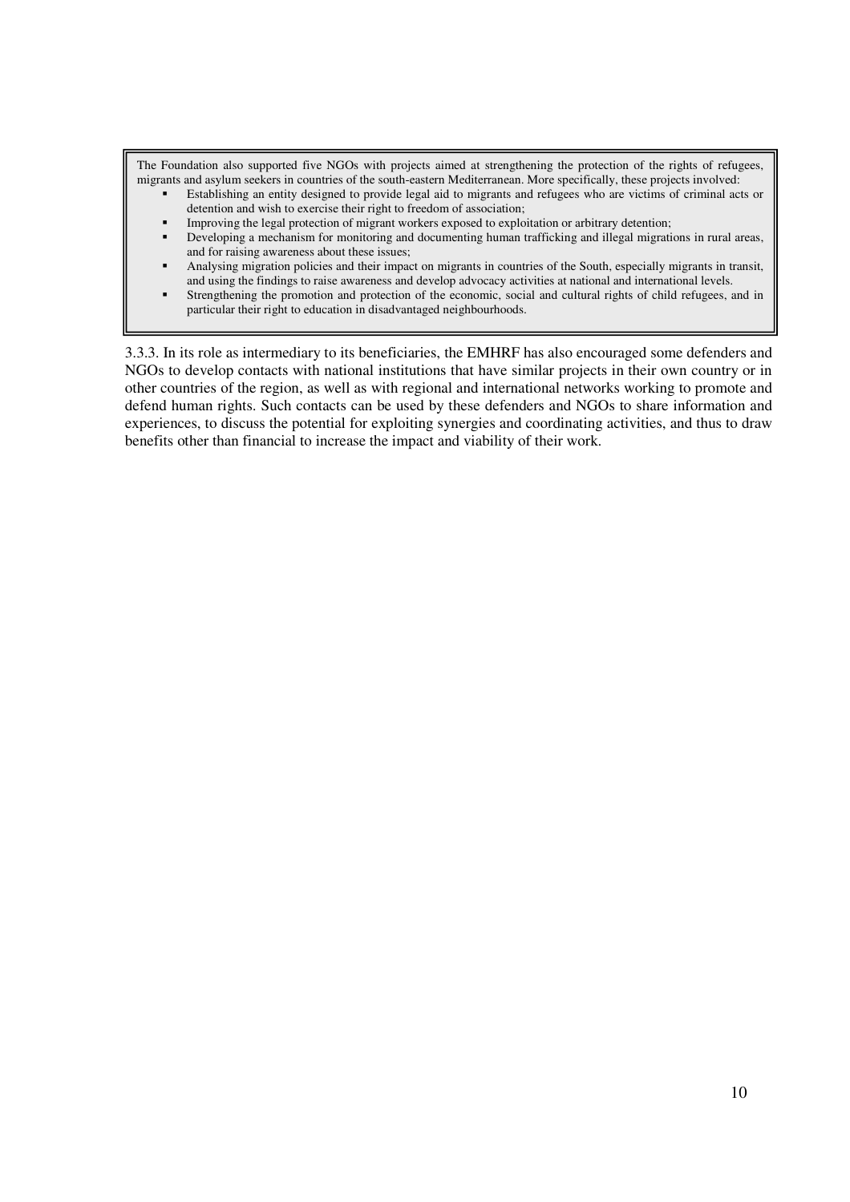> The Foundation also supported five NGOs with projects aimed at strengthening the protection of the rights of refugees, migrants and asylum seekers in countries of the south-eastern Mediterranean. More specifically, these projects involved:
>
> - Establishing an entity designed to provide legal aid to migrants and refugees who are victims of criminal acts or detention and wish to exercise their right to freedom of association;
> - Improving the legal protection of migrant workers exposed to exploitation or arbitrary detention;
> - Developing a mechanism for monitoring and documenting human trafficking and illegal migrations in rural areas, and for raising awareness about these issues;
> - Analysing migration policies and their impact on migrants in countries of the South, especially migrants in transit, and using the findings to raise awareness and develop advocacy activities at national and international levels.
> - Strengthening the promotion and protection of the economic, social and cultural rights of child refugees, and in particular their right to education in disadvantaged neighbourhoods.

3.3.3. In its role as intermediary to its beneficiaries, the EMHRF has also encouraged some defenders and NGOs to develop contacts with national institutions that have similar projects in their own country or in other countries of the region, as well as with regional and international networks working to promote and defend human rights. Such contacts can be used by these defenders and NGOs to share information and experiences, to discuss the potential for exploiting synergies and coordinating activities, and thus to draw benefits other than financial to increase the impact and viability of their work.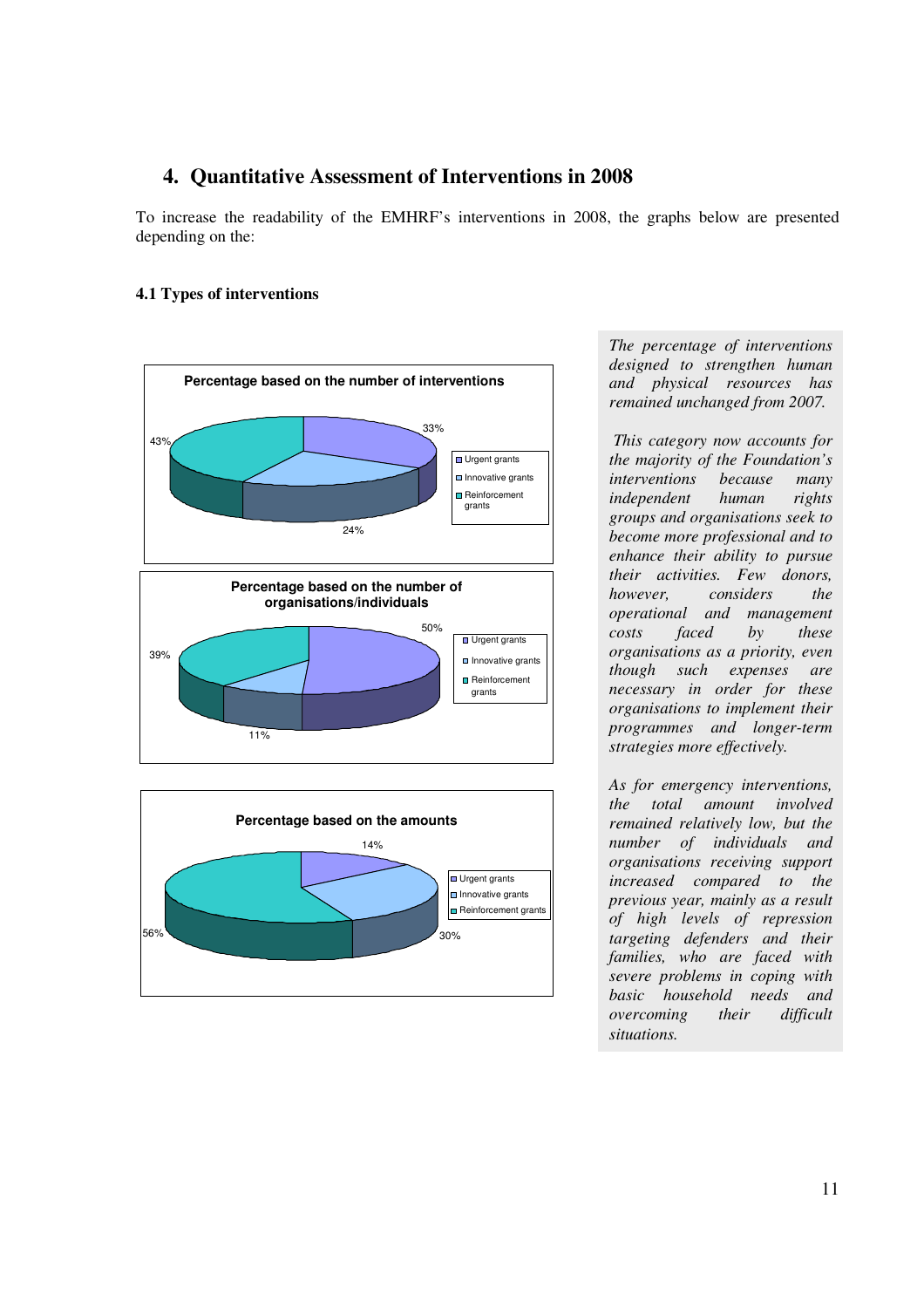## 4. Quantitative Assessment of Interventions in 2008

To increase the readability of the EMHRF's interventions in 2008, the graphs below are presented depending on the:

### 4.1 Types of interventions

**Percentage based on the number of interventions**

| Type | Percentage |
| --- | --- |
| Urgent grants | 33% |
| Innovative grants | 24% |
| Reinforcement grants | 43% |

**Percentage based on the number of organisations/individuals**

| Type | Percentage |
| --- | --- |
| Urgent grants | 50% |
| Innovative grants | 11% |
| Reinforcement grants | 39% |

**Percentage based on the amounts**

| Type | Percentage |
| --- | --- |
| Urgent grants | 14% |
| Innovative grants | 30% |
| Reinforcement grants | 56% |

*The percentage of interventions designed to strengthen human and physical resources has remained unchanged from 2007.*

*This category now accounts for the majority of the Foundation's interventions because many independent human rights groups and organisations seek to become more professional and to enhance their ability to pursue their activities. Few donors, however, considers the operational and management costs faced by these organisations as a priority, even though such expenses are necessary in order for these organisations to implement their programmes and longer-term strategies more effectively.*

*As for emergency interventions, the total amount involved remained relatively low, but the number of individuals and organisations receiving support increased compared to the previous year, mainly as a result of high levels of repression targeting defenders and their families, who are faced with severe problems in coping with basic household needs and overcoming their difficult situations.*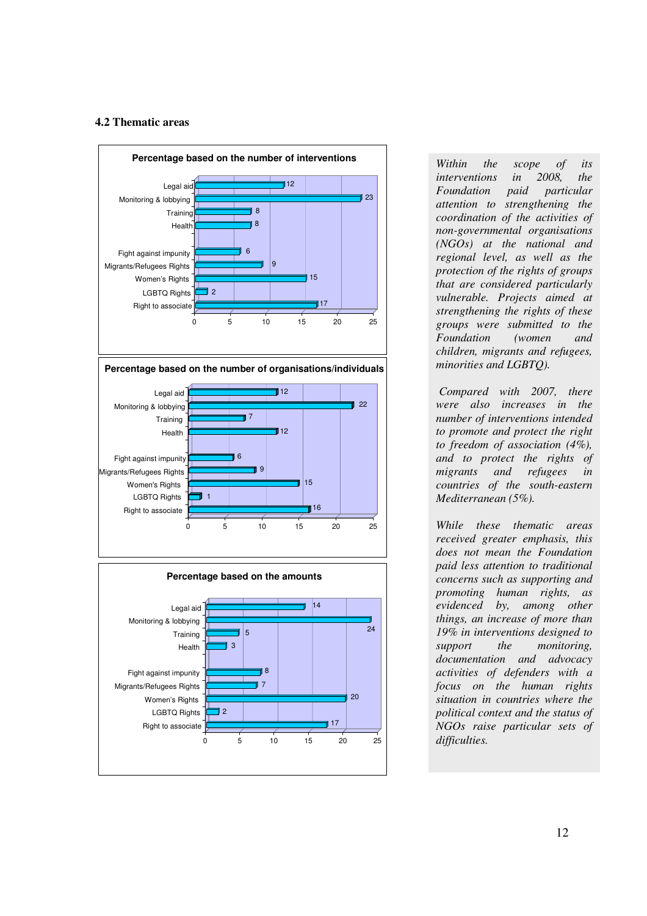### 4.2 Thematic areas

**Percentage based on the number of interventions**

| Thematic area | % |
|---|---|
| Legal aid | 12 |
| Monitoring & lobbying | 23 |
| Training | 8 |
| Health | 8 |
| Fight against impunity | 6 |
| Migrants/Refugees Rights | 9 |
| Women's Rights | 15 |
| LGBTQ Rights | 2 |
| Right to associate | 17 |

**Percentage based on the number of organisations/individuals**

| Thematic area | % |
|---|---|
| Legal aid | 12 |
| Monitoring & lobbying | 22 |
| Training | 7 |
| Health | 12 |
| Fight against impunity | 6 |
| Migrants/Refugees Rights | 9 |
| Women's Rights | 15 |
| LGBTQ Rights | 1 |
| Right to associate | 16 |

**Percentage based on the amounts**

| Thematic area | % |
|---|---|
| Legal aid | 14 |
| Monitoring & lobbying | 24 |
| Training | 5 |
| Health | 3 |
| Fight against impunity | 8 |
| Migrants/Refugees Rights | 7 |
| Women's Rights | 20 |
| LGBTQ Rights | 2 |
| Right to associate | 17 |

*Within the scope of its interventions in 2008, the Foundation paid particular attention to strengthening the coordination of the activities of non-governmental organisations (NGOs) at the national and regional level, as well as the protection of the rights of groups that are considered particularly vulnerable. Projects aimed at strengthening the rights of these groups were submitted to the Foundation (women and children, migrants and refugees, minorities and LGBTQ).*

*Compared with 2007, there were also increases in the number of interventions intended to promote and protect the right to freedom of association (4%), and to protect the rights of migrants and refugees in countries of the south-eastern Mediterranean (5%).*

*While these thematic areas received greater emphasis, this does not mean the Foundation paid less attention to traditional concerns such as supporting and promoting human rights, as evidenced by, among other things, an increase of more than 19% in interventions designed to support the monitoring, documentation and advocacy activities of defenders with a focus on the human rights situation in countries where the political context and the status of NGOs raise particular sets of difficulties.*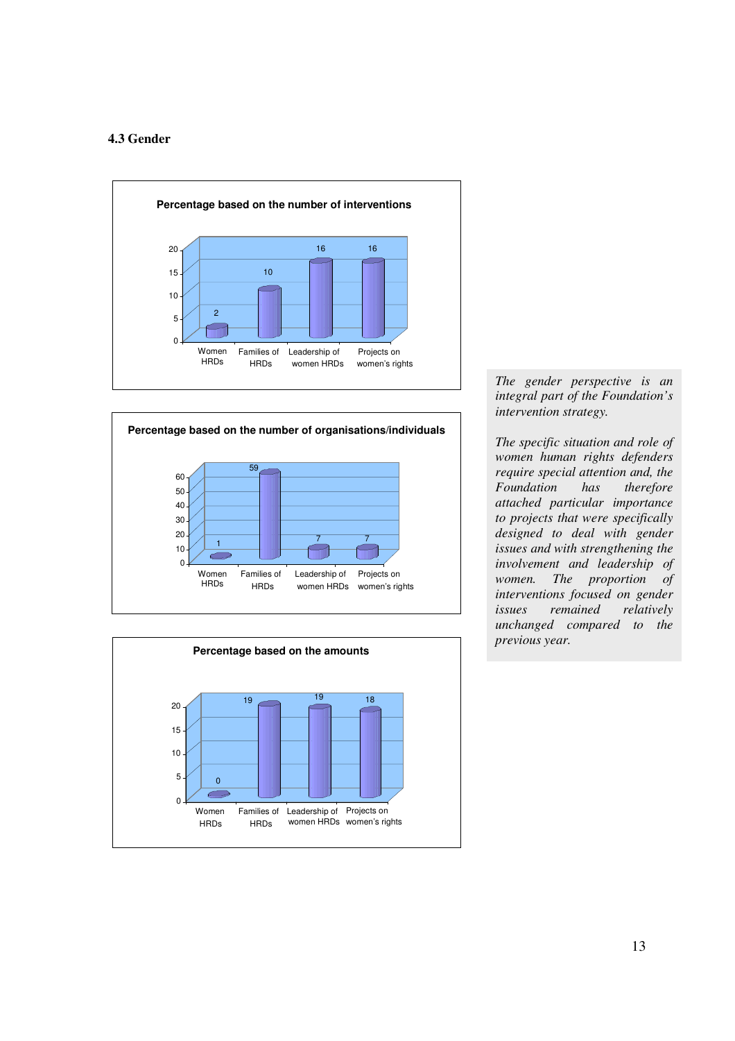### 4.3 Gender

**Percentage based on the number of interventions**

| Women HRDs | Families of HRDs | Leadership of women HRDs | Projects on women's rights |
|---|---|---|---|
| 2 | 10 | 16 | 16 |

**Percentage based on the number of organisations/individuals**

| Women HRDs | Families of HRDs | Leadership of women HRDs | Projects on women's rights |
|---|---|---|---|
| 1 | 59 | 7 | 7 |

**Percentage based on the amounts**

| Women HRDs | Families of HRDs | Leadership of women HRDs | Projects on women's rights |
|---|---|---|---|
| 0 | 19 | 19 | 18 |

*The gender perspective is an integral part of the Foundation's intervention strategy.*

*The specific situation and role of women human rights defenders require special attention and, the Foundation has therefore attached particular importance to projects that were specifically designed to deal with gender issues and with strengthening the involvement and leadership of women. The proportion of interventions focused on gender issues remained relatively unchanged compared to the previous year.*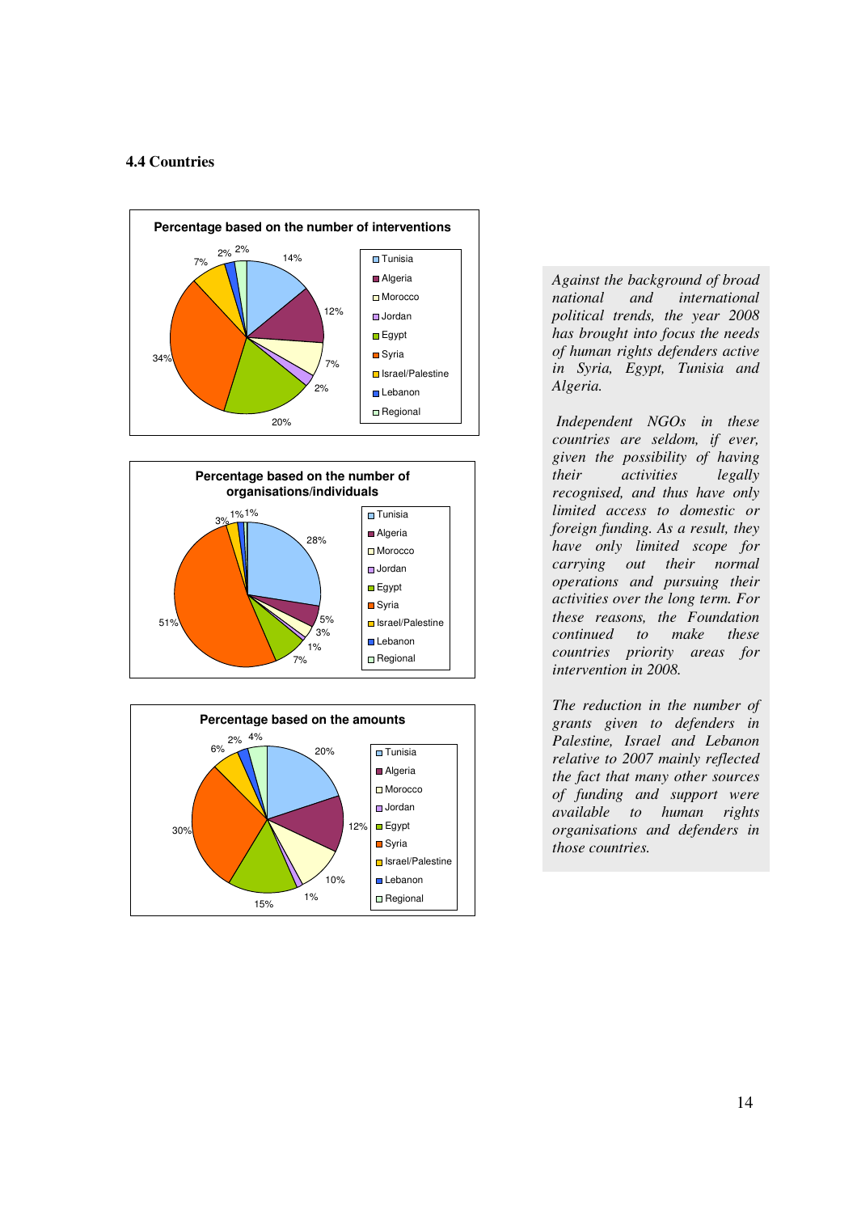### 4.4 Countries

**Percentage based on the number of interventions**

- Tunisia: 14%
- Algeria: 12%
- Morocco: 7%
- Jordan: 2%
- Egypt: 20%
- Syria: 34%
- Israel/Palestine: 7%
- Lebanon: 2%
- Regional: 2%

**Percentage based on the number of organisations/individuals**

- Tunisia: 28%
- Algeria: 5%
- Morocco: 3%
- Jordan: 1%
- Egypt: 7%
- Syria: 51%
- Israel/Palestine: 3%
- Lebanon: 1%
- Regional: 1%

**Percentage based on the amounts**

- Tunisia: 20%
- Algeria: 12%
- Morocco: 10%
- Jordan: 1%
- Egypt: 15%
- Syria: 30%
- Israel/Palestine: 6%
- Lebanon: 2%
- Regional: 4%

*Against the background of broad national and international political trends, the year 2008 has brought into focus the needs of human rights defenders active in Syria, Egypt, Tunisia and Algeria.*

*Independent NGOs in these countries are seldom, if ever, given the possibility of having their activities legally recognised, and thus have only limited access to domestic or foreign funding. As a result, they have only limited scope for carrying out their normal operations and pursuing their activities over the long term. For these reasons, the Foundation continued to make these countries priority areas for intervention in 2008.*

*The reduction in the number of grants given to defenders in Palestine, Israel and Lebanon relative to 2007 mainly reflected the fact that many other sources of funding and support were available to human rights organisations and defenders in those countries.*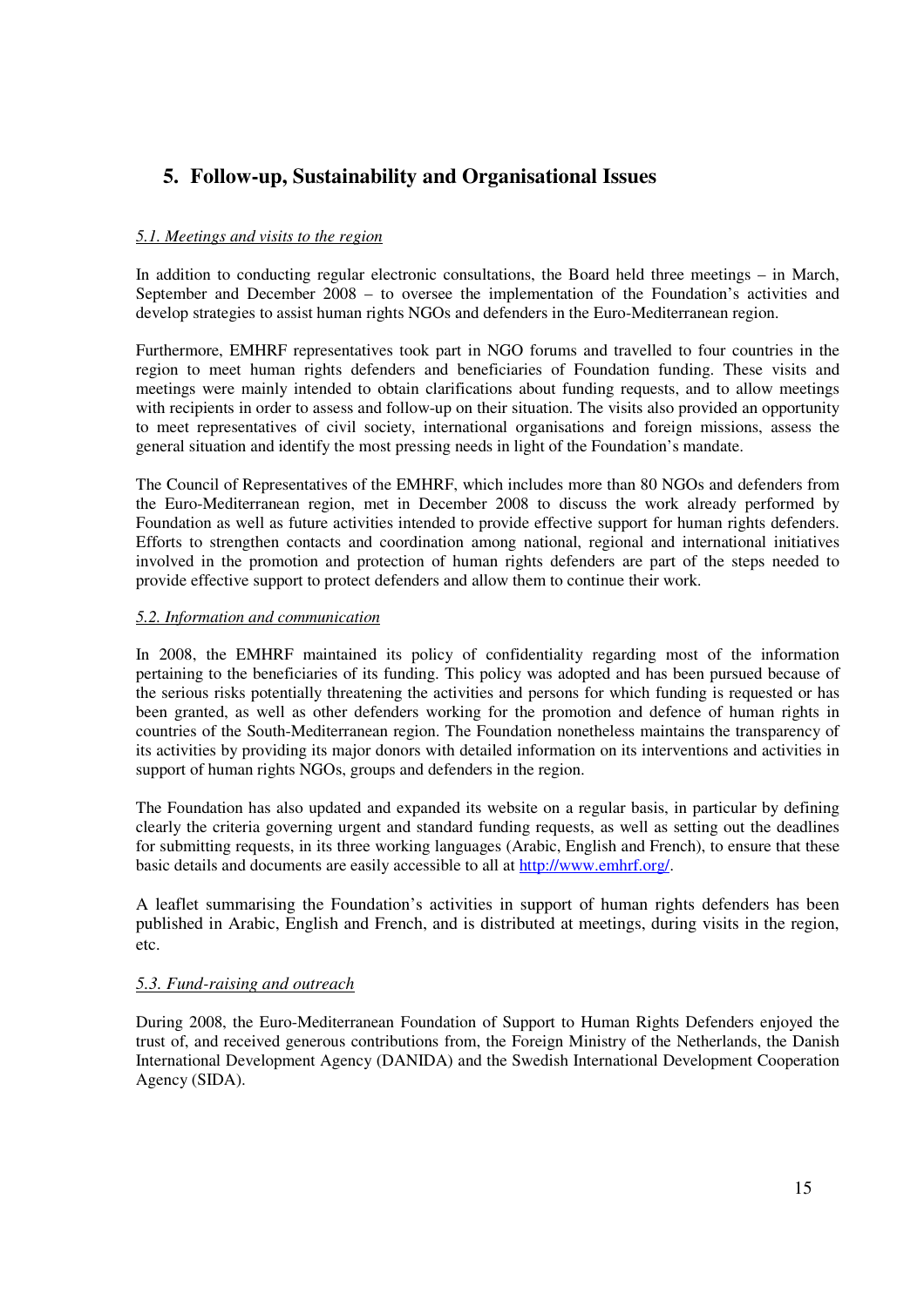## 5. Follow-up, Sustainability and Organisational Issues

### *5.1. Meetings and visits to the region*

In addition to conducting regular electronic consultations, the Board held three meetings – in March, September and December 2008 – to oversee the implementation of the Foundation's activities and develop strategies to assist human rights NGOs and defenders in the Euro-Mediterranean region.

Furthermore, EMHRF representatives took part in NGO forums and travelled to four countries in the region to meet human rights defenders and beneficiaries of Foundation funding. These visits and meetings were mainly intended to obtain clarifications about funding requests, and to allow meetings with recipients in order to assess and follow-up on their situation. The visits also provided an opportunity to meet representatives of civil society, international organisations and foreign missions, assess the general situation and identify the most pressing needs in light of the Foundation's mandate.

The Council of Representatives of the EMHRF, which includes more than 80 NGOs and defenders from the Euro-Mediterranean region, met in December 2008 to discuss the work already performed by Foundation as well as future activities intended to provide effective support for human rights defenders. Efforts to strengthen contacts and coordination among national, regional and international initiatives involved in the promotion and protection of human rights defenders are part of the steps needed to provide effective support to protect defenders and allow them to continue their work.

### *5.2. Information and communication*

In 2008, the EMHRF maintained its policy of confidentiality regarding most of the information pertaining to the beneficiaries of its funding. This policy was adopted and has been pursued because of the serious risks potentially threatening the activities and persons for which funding is requested or has been granted, as well as other defenders working for the promotion and defence of human rights in countries of the South-Mediterranean region. The Foundation nonetheless maintains the transparency of its activities by providing its major donors with detailed information on its interventions and activities in support of human rights NGOs, groups and defenders in the region.

The Foundation has also updated and expanded its website on a regular basis, in particular by defining clearly the criteria governing urgent and standard funding requests, as well as setting out the deadlines for submitting requests, in its three working languages (Arabic, English and French), to ensure that these basic details and documents are easily accessible to all at http://www.emhrf.org/.

A leaflet summarising the Foundation's activities in support of human rights defenders has been published in Arabic, English and French, and is distributed at meetings, during visits in the region, etc.

### *5.3. Fund-raising and outreach*

During 2008, the Euro-Mediterranean Foundation of Support to Human Rights Defenders enjoyed the trust of, and received generous contributions from, the Foreign Ministry of the Netherlands, the Danish International Development Agency (DANIDA) and the Swedish International Development Cooperation Agency (SIDA).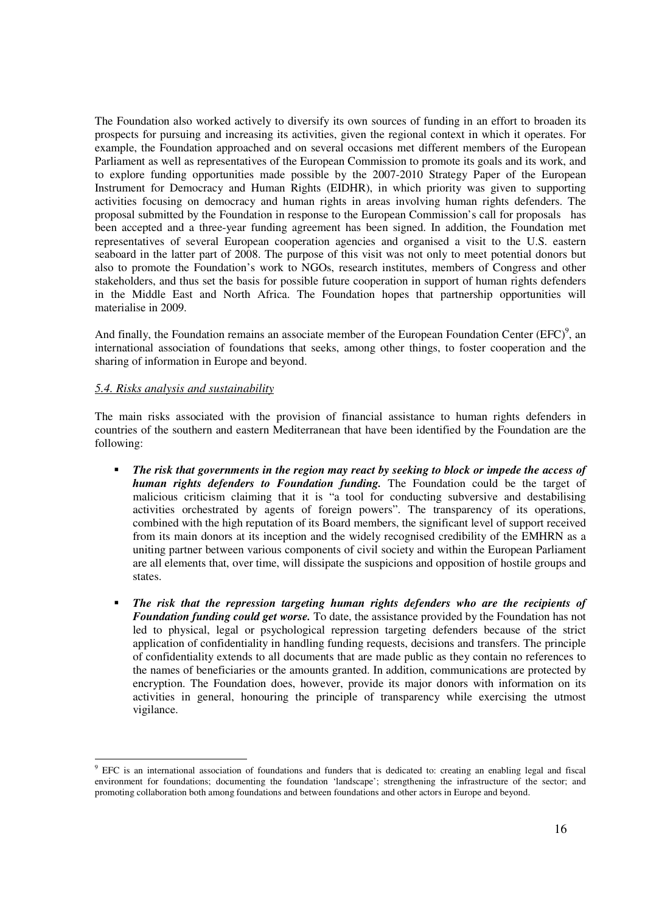The Foundation also worked actively to diversify its own sources of funding in an effort to broaden its prospects for pursuing and increasing its activities, given the regional context in which it operates. For example, the Foundation approached and on several occasions met different members of the European Parliament as well as representatives of the European Commission to promote its goals and its work, and to explore funding opportunities made possible by the 2007-2010 Strategy Paper of the European Instrument for Democracy and Human Rights (EIDHR), in which priority was given to supporting activities focusing on democracy and human rights in areas involving human rights defenders. The proposal submitted by the Foundation in response to the European Commission's call for proposals has been accepted and a three-year funding agreement has been signed. In addition, the Foundation met representatives of several European cooperation agencies and organised a visit to the U.S. eastern seaboard in the latter part of 2008. The purpose of this visit was not only to meet potential donors but also to promote the Foundation's work to NGOs, research institutes, members of Congress and other stakeholders, and thus set the basis for possible future cooperation in support of human rights defenders in the Middle East and North Africa. The Foundation hopes that partnership opportunities will materialise in 2009.

And finally, the Foundation remains an associate member of the European Foundation Center (EFC)[9], an international association of foundations that seeks, among other things, to foster cooperation and the sharing of information in Europe and beyond.

*5.4. Risks analysis and sustainability*

The main risks associated with the provision of financial assistance to human rights defenders in countries of the southern and eastern Mediterranean that have been identified by the Foundation are the following:

- ***The risk that governments in the region may react by seeking to block or impede the access of human rights defenders to Foundation funding.*** The Foundation could be the target of malicious criticism claiming that it is "a tool for conducting subversive and destabilising activities orchestrated by agents of foreign powers". The transparency of its operations, combined with the high reputation of its Board members, the significant level of support received from its main donors at its inception and the widely recognised credibility of the EMHRN as a uniting partner between various components of civil society and within the European Parliament are all elements that, over time, will dissipate the suspicions and opposition of hostile groups and states.

- ***The risk that the repression targeting human rights defenders who are the recipients of Foundation funding could get worse.*** To date, the assistance provided by the Foundation has not led to physical, legal or psychological repression targeting defenders because of the strict application of confidentiality in handling funding requests, decisions and transfers. The principle of confidentiality extends to all documents that are made public as they contain no references to the names of beneficiaries or the amounts granted. In addition, communications are protected by encryption. The Foundation does, however, provide its major donors with information on its activities in general, honouring the principle of transparency while exercising the utmost vigilance.

[9] EFC is an international association of foundations and funders that is dedicated to: creating an enabling legal and fiscal environment for foundations; documenting the foundation 'landscape'; strengthening the infrastructure of the sector; and promoting collaboration both among foundations and between foundations and other actors in Europe and beyond.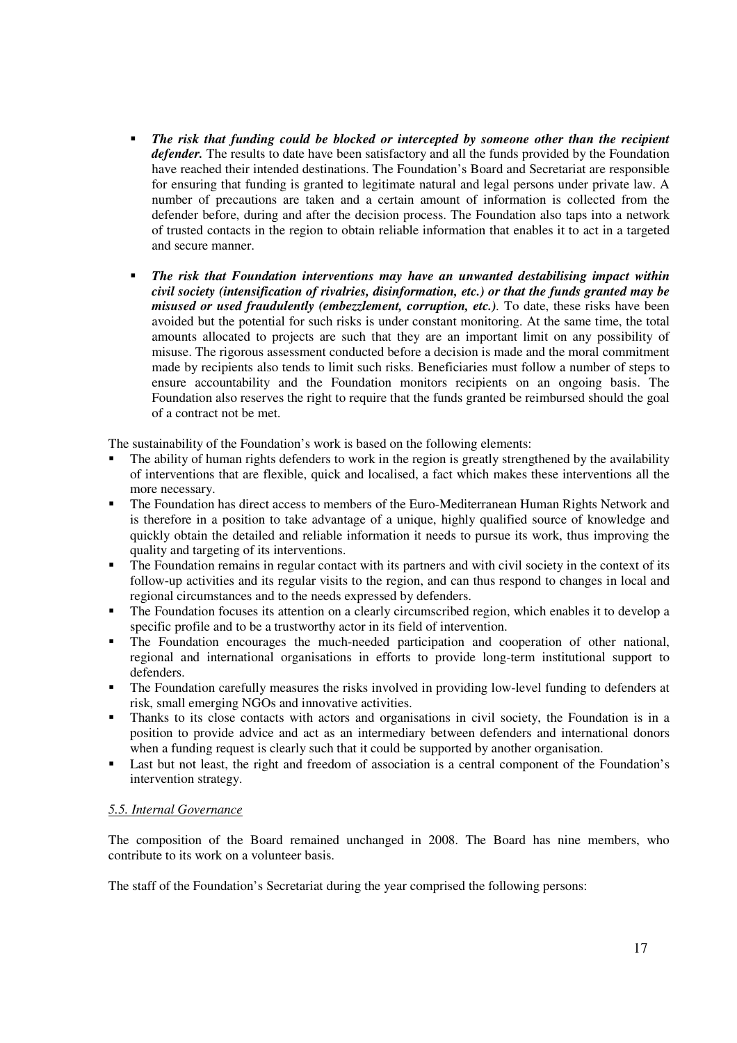- ***The risk that funding could be blocked or intercepted by someone other than the recipient defender.*** The results to date have been satisfactory and all the funds provided by the Foundation have reached their intended destinations. The Foundation's Board and Secretariat are responsible for ensuring that funding is granted to legitimate natural and legal persons under private law. A number of precautions are taken and a certain amount of information is collected from the defender before, during and after the decision process. The Foundation also taps into a network of trusted contacts in the region to obtain reliable information that enables it to act in a targeted and secure manner.

- ***The risk that Foundation interventions may have an unwanted destabilising impact within civil society (intensification of rivalries, disinformation, etc.) or that the funds granted may be misused or used fraudulently (embezzlement, corruption, etc.).*** To date, these risks have been avoided but the potential for such risks is under constant monitoring. At the same time, the total amounts allocated to projects are such that they are an important limit on any possibility of misuse. The rigorous assessment conducted before a decision is made and the moral commitment made by recipients also tends to limit such risks. Beneficiaries must follow a number of steps to ensure accountability and the Foundation monitors recipients on an ongoing basis. The Foundation also reserves the right to require that the funds granted be reimbursed should the goal of a contract not be met.

The sustainability of the Foundation's work is based on the following elements:

- The ability of human rights defenders to work in the region is greatly strengthened by the availability of interventions that are flexible, quick and localised, a fact which makes these interventions all the more necessary.
- The Foundation has direct access to members of the Euro-Mediterranean Human Rights Network and is therefore in a position to take advantage of a unique, highly qualified source of knowledge and quickly obtain the detailed and reliable information it needs to pursue its work, thus improving the quality and targeting of its interventions.
- The Foundation remains in regular contact with its partners and with civil society in the context of its follow-up activities and its regular visits to the region, and can thus respond to changes in local and regional circumstances and to the needs expressed by defenders.
- The Foundation focuses its attention on a clearly circumscribed region, which enables it to develop a specific profile and to be a trustworthy actor in its field of intervention.
- The Foundation encourages the much-needed participation and cooperation of other national, regional and international organisations in efforts to provide long-term institutional support to defenders.
- The Foundation carefully measures the risks involved in providing low-level funding to defenders at risk, small emerging NGOs and innovative activities.
- Thanks to its close contacts with actors and organisations in civil society, the Foundation is in a position to provide advice and act as an intermediary between defenders and international donors when a funding request is clearly such that it could be supported by another organisation.
- Last but not least, the right and freedom of association is a central component of the Foundation's intervention strategy.

### *5.5. Internal Governance*

The composition of the Board remained unchanged in 2008. The Board has nine members, who contribute to its work on a volunteer basis.

The staff of the Foundation's Secretariat during the year comprised the following persons: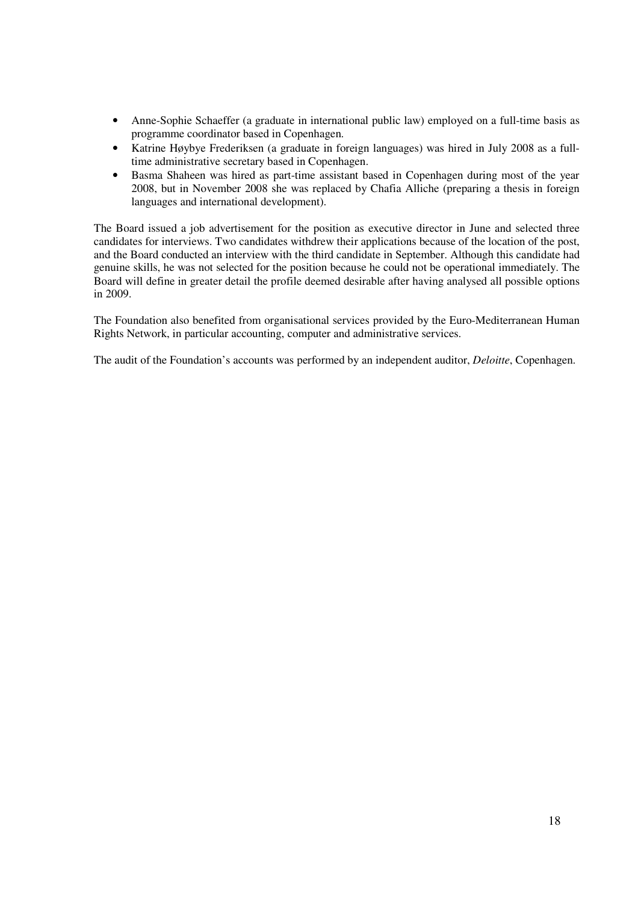- Anne-Sophie Schaeffer (a graduate in international public law) employed on a full-time basis as programme coordinator based in Copenhagen.
- Katrine Høybye Frederiksen (a graduate in foreign languages) was hired in July 2008 as a full-time administrative secretary based in Copenhagen.
- Basma Shaheen was hired as part-time assistant based in Copenhagen during most of the year 2008, but in November 2008 she was replaced by Chafia Alliche (preparing a thesis in foreign languages and international development).

The Board issued a job advertisement for the position as executive director in June and selected three candidates for interviews. Two candidates withdrew their applications because of the location of the post, and the Board conducted an interview with the third candidate in September. Although this candidate had genuine skills, he was not selected for the position because he could not be operational immediately. The Board will define in greater detail the profile deemed desirable after having analysed all possible options in 2009.

The Foundation also benefited from organisational services provided by the Euro-Mediterranean Human Rights Network, in particular accounting, computer and administrative services.

The audit of the Foundation's accounts was performed by an independent auditor, *Deloitte*, Copenhagen.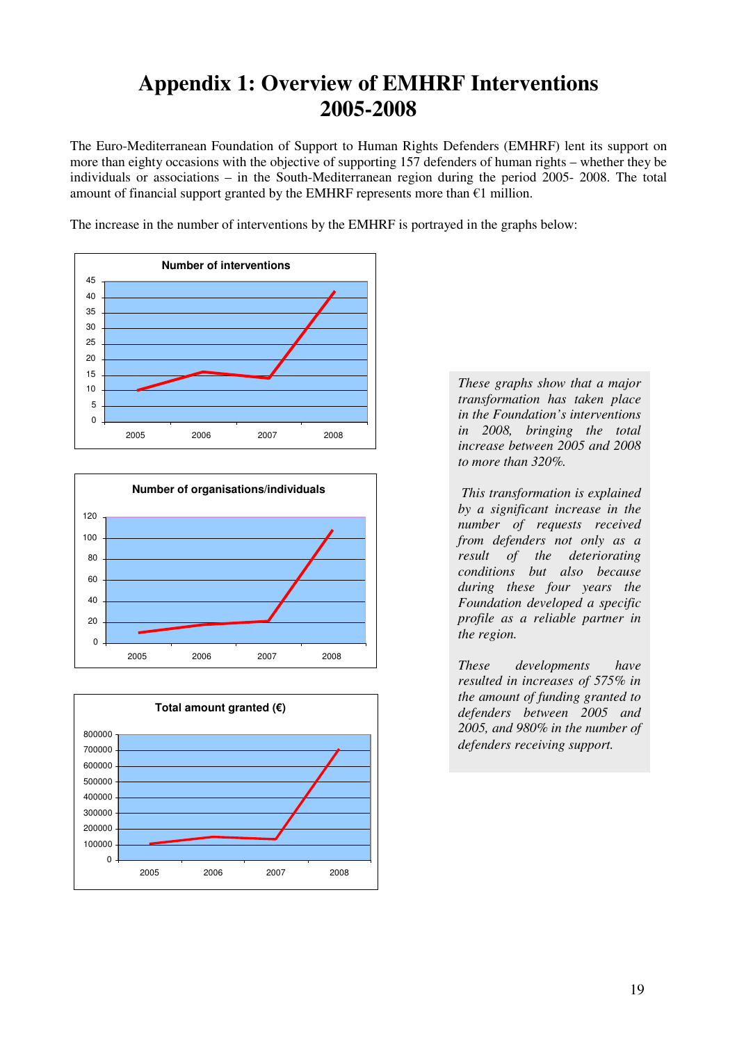# Appendix 1: Overview of EMHRF Interventions 2005-2008

The Euro-Mediterranean Foundation of Support to Human Rights Defenders (EMHRF) lent its support on more than eighty occasions with the objective of supporting 157 defenders of human rights – whether they be individuals or associations – in the South-Mediterranean region during the period 2005- 2008. The total amount of financial support granted by the EMHRF represents more than €1 million.

The increase in the number of interventions by the EMHRF is portrayed in the graphs below:

**Number of interventions**

**Number of organisations/individuals**

**Total amount granted (€)**

*These graphs show that a major transformation has taken place in the Foundation's interventions in 2008, bringing the total increase between 2005 and 2008 to more than 320%.*

*This transformation is explained by a significant increase in the number of requests received from defenders not only as a result of the deteriorating conditions but also because during these four years the Foundation developed a specific profile as a reliable partner in the region.*

*These developments have resulted in increases of 575% in the amount of funding granted to defenders between 2005 and 2005, and 980% in the number of defenders receiving support.*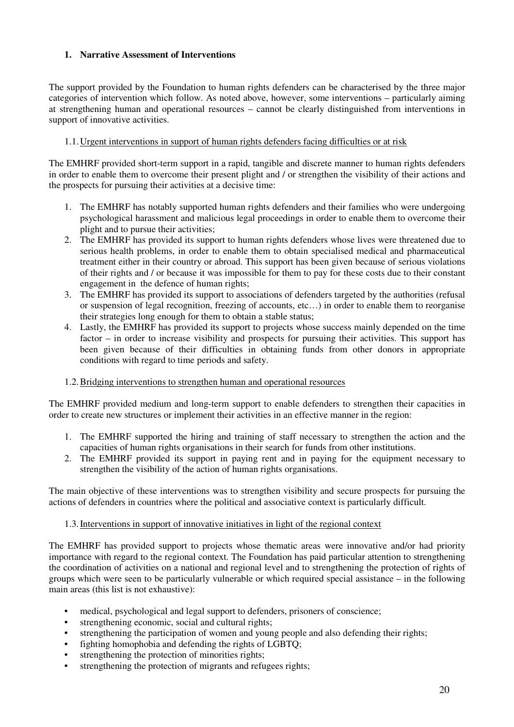## 1. Narrative Assessment of Interventions

The support provided by the Foundation to human rights defenders can be characterised by the three major categories of intervention which follow. As noted above, however, some interventions – particularly aiming at strengthening human and operational resources – cannot be clearly distinguished from interventions in support of innovative activities.

### 1.1. Urgent interventions in support of human rights defenders facing difficulties or at risk

The EMHRF provided short-term support in a rapid, tangible and discrete manner to human rights defenders in order to enable them to overcome their present plight and / or strengthen the visibility of their actions and the prospects for pursuing their activities at a decisive time:

1. The EMHRF has notably supported human rights defenders and their families who were undergoing psychological harassment and malicious legal proceedings in order to enable them to overcome their plight and to pursue their activities;
2. The EMHRF has provided its support to human rights defenders whose lives were threatened due to serious health problems, in order to enable them to obtain specialised medical and pharmaceutical treatment either in their country or abroad. This support has been given because of serious violations of their rights and / or because it was impossible for them to pay for these costs due to their constant engagement in the defence of human rights;
3. The EMHRF has provided its support to associations of defenders targeted by the authorities (refusal or suspension of legal recognition, freezing of accounts, etc…) in order to enable them to reorganise their strategies long enough for them to obtain a stable status;
4. Lastly, the EMHRF has provided its support to projects whose success mainly depended on the time factor – in order to increase visibility and prospects for pursuing their activities. This support has been given because of their difficulties in obtaining funds from other donors in appropriate conditions with regard to time periods and safety.

### 1.2. Bridging interventions to strengthen human and operational resources

The EMHRF provided medium and long-term support to enable defenders to strengthen their capacities in order to create new structures or implement their activities in an effective manner in the region:

1. The EMHRF supported the hiring and training of staff necessary to strengthen the action and the capacities of human rights organisations in their search for funds from other institutions.
2. The EMHRF provided its support in paying rent and in paying for the equipment necessary to strengthen the visibility of the action of human rights organisations.

The main objective of these interventions was to strengthen visibility and secure prospects for pursuing the actions of defenders in countries where the political and associative context is particularly difficult.

### 1.3. Interventions in support of innovative initiatives in light of the regional context

The EMHRF has provided support to projects whose thematic areas were innovative and/or had priority importance with regard to the regional context. The Foundation has paid particular attention to strengthening the coordination of activities on a national and regional level and to strengthening the protection of rights of groups which were seen to be particularly vulnerable or which required special assistance – in the following main areas (this list is not exhaustive):

- medical, psychological and legal support to defenders, prisoners of conscience;
- strengthening economic, social and cultural rights;
- strengthening the participation of women and young people and also defending their rights;
- fighting homophobia and defending the rights of LGBTQ;
- strengthening the protection of minorities rights;
- strengthening the protection of migrants and refugees rights;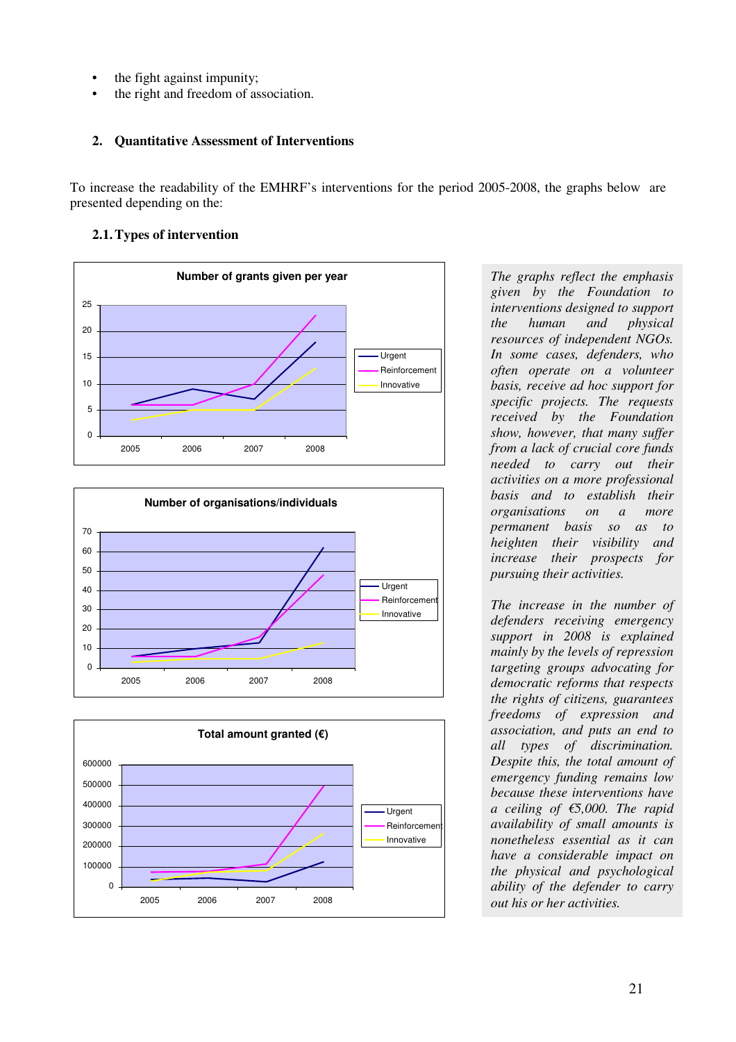- the fight against impunity;
- the right and freedom of association.

## 2. Quantitative Assessment of Interventions

To increase the readability of the EMHRF's interventions for the period 2005-2008, the graphs below are presented depending on the:

### 2.1. Types of intervention

**Number of grants given per year**

Legend: Urgent, Reinforcement, Innovative

**Number of organisations/individuals**

Legend: Urgent, Reinforcement, Innovative

**Total amount granted (€)**

Legend: Urgent, Reinforcement, Innovative

*The graphs reflect the emphasis given by the Foundation to interventions designed to support the human and physical resources of independent NGOs. In some cases, defenders, who often operate on a volunteer basis, receive ad hoc support for specific projects. The requests received by the Foundation show, however, that many suffer from a lack of crucial core funds needed to carry out their activities on a more professional basis and to establish their organisations on a more permanent basis so as to heighten their visibility and increase their prospects for pursuing their activities.*

*The increase in the number of defenders receiving emergency support in 2008 is explained mainly by the levels of repression targeting groups advocating for democratic reforms that respects the rights of citizens, guarantees freedoms of expression and association, and puts an end to all types of discrimination. Despite this, the total amount of emergency funding remains low because these interventions have a ceiling of €5,000. The rapid availability of small amounts is nonetheless essential as it can have a considerable impact on the physical and psychological ability of the defender to carry out his or her activities.*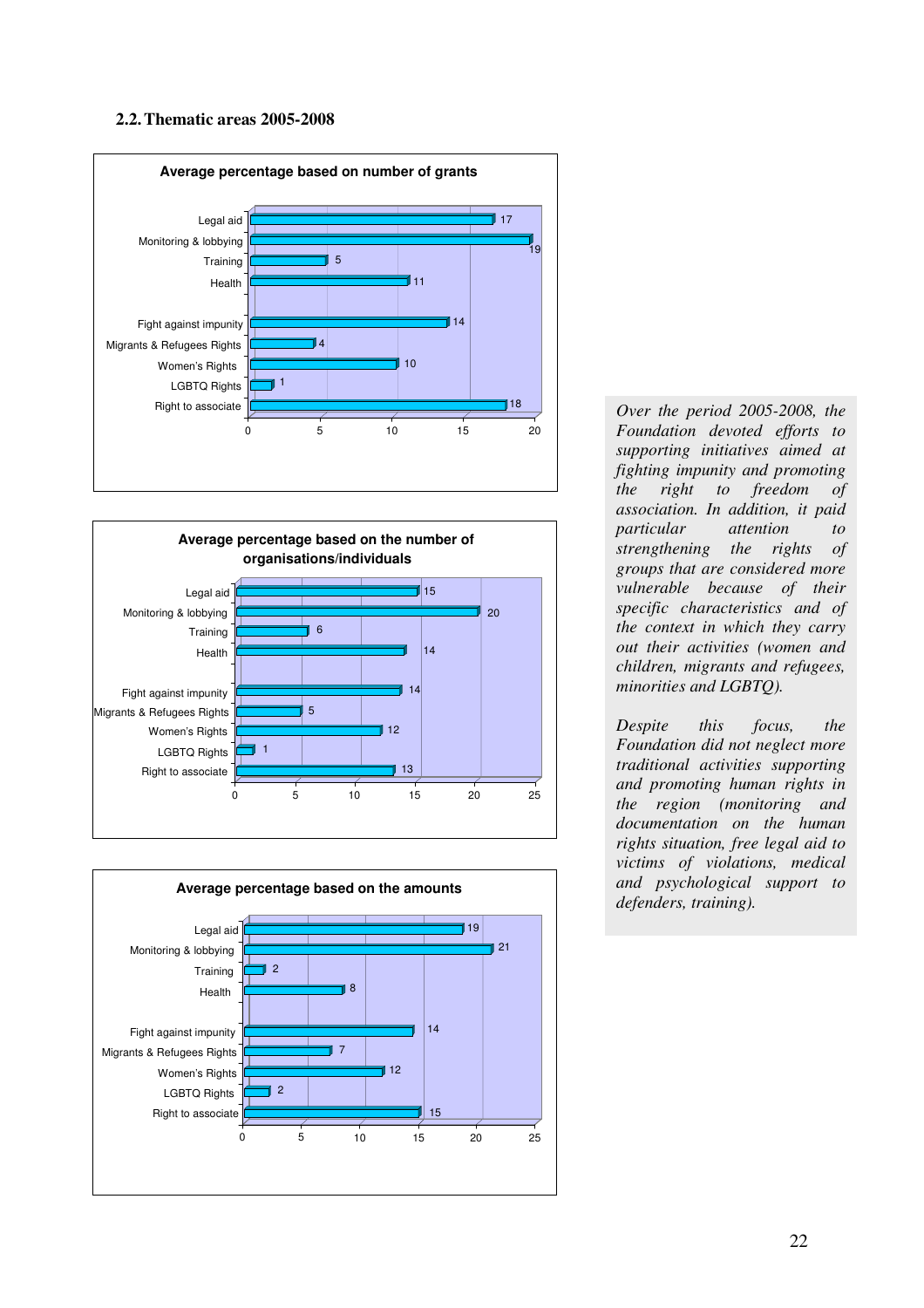## 2.2. Thematic areas 2005-2008

**Average percentage based on number of grants**

| Thematic area | Percentage |
|---|---|
| Legal aid | 17 |
| Monitoring & lobbying | 19 |
| Training | 5 |
| Health | 11 |
| Fight against impunity | 14 |
| Migrants & Refugees Rights | 4 |
| Women's Rights | 10 |
| LGBTQ Rights | 1 |
| Right to associate | 18 |

**Average percentage based on the number of organisations/individuals**

| Thematic area | Percentage |
|---|---|
| Legal aid | 15 |
| Monitoring & lobbying | 20 |
| Training | 6 |
| Health | 14 |
| Fight against impunity | 14 |
| Migrants & Refugees Rights | 5 |
| Women's Rights | 12 |
| LGBTQ Rights | 1 |
| Right to associate | 13 |

**Average percentage based on the amounts**

| Thematic area | Percentage |
|---|---|
| Legal aid | 19 |
| Monitoring & lobbying | 21 |
| Training | 2 |
| Health | 8 |
| Fight against impunity | 14 |
| Migrants & Refugees Rights | 7 |
| Women's Rights | 12 |
| LGBTQ Rights | 2 |
| Right to associate | 15 |

*Over the period 2005-2008, the Foundation devoted efforts to supporting initiatives aimed at fighting impunity and promoting the right to freedom of association. In addition, it paid particular attention to strengthening the rights of groups that are considered more vulnerable because of their specific characteristics and of the context in which they carry out their activities (women and children, migrants and refugees, minorities and LGBTQ).*

*Despite this focus, the Foundation did not neglect more traditional activities supporting and promoting human rights in the region (monitoring and documentation on the human rights situation, free legal aid to victims of violations, medical and psychological support to defenders, training).*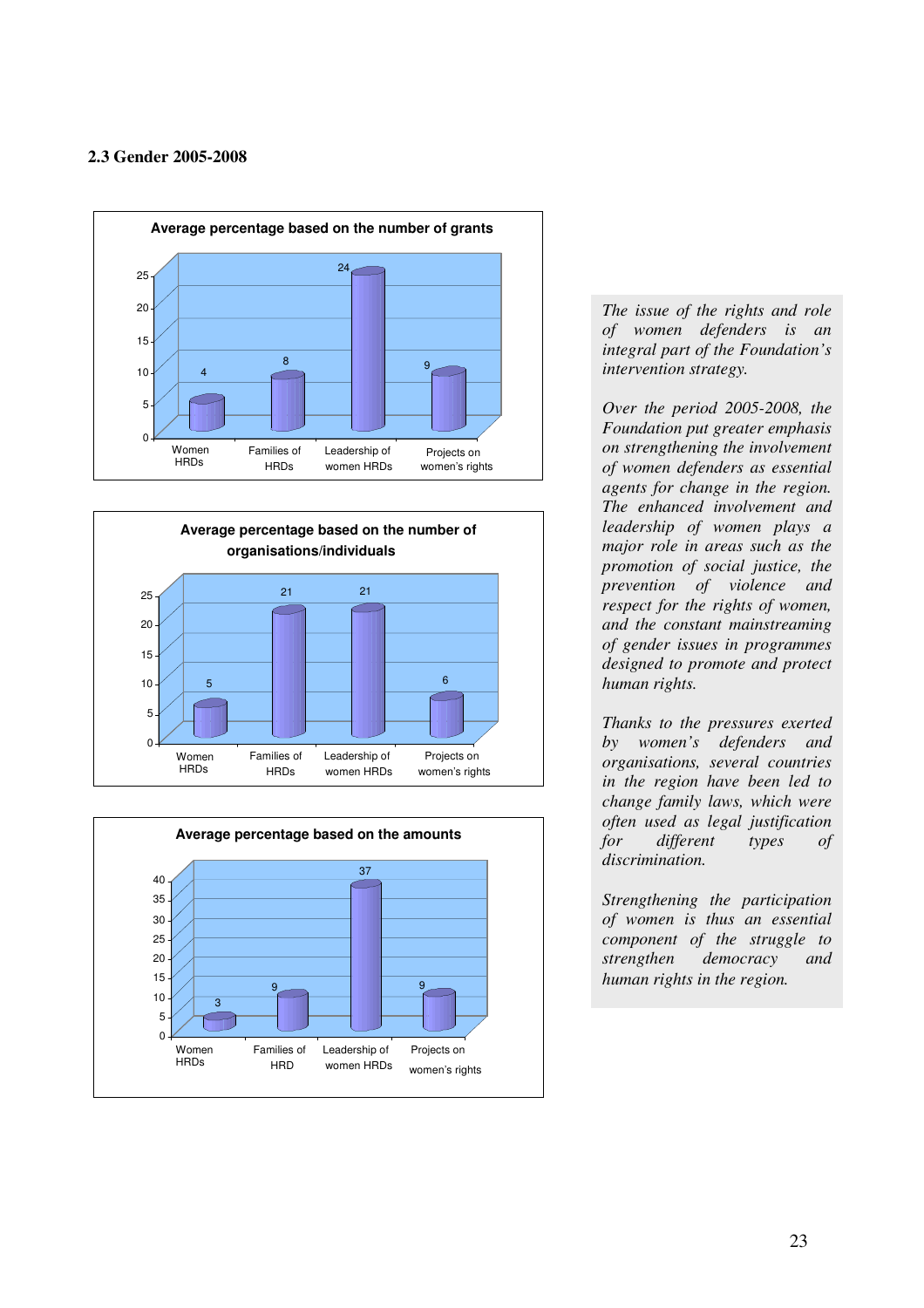### 2.3 Gender 2005-2008

**Average percentage based on the number of grants**

| Women HRDs | Families of HRDs | Leadership of women HRDs | Projects on women's rights |
|---|---|---|---|
| 4 | 8 | 24 | 9 |

**Average percentage based on the number of organisations/individuals**

| Women HRDs | Families of HRDs | Leadership of women HRDs | Projects on women's rights |
|---|---|---|---|
| 5 | 21 | 21 | 6 |

**Average percentage based on the amounts**

| Women HRDs | Families of HRD | Leadership of women HRDs | Projects on women's rights |
|---|---|---|---|
| 3 | 9 | 37 | 9 |

*The issue of the rights and role of women defenders is an integral part of the Foundation's intervention strategy.*

*Over the period 2005-2008, the Foundation put greater emphasis on strengthening the involvement of women defenders as essential agents for change in the region. The enhanced involvement and leadership of women plays a major role in areas such as the promotion of social justice, the prevention of violence and respect for the rights of women, and the constant mainstreaming of gender issues in programmes designed to promote and protect human rights.*

*Thanks to the pressures exerted by women's defenders and organisations, several countries in the region have been led to change family laws, which were often used as legal justification for different types of discrimination.*

*Strengthening the participation of women is thus an essential component of the struggle to strengthen democracy and human rights in the region.*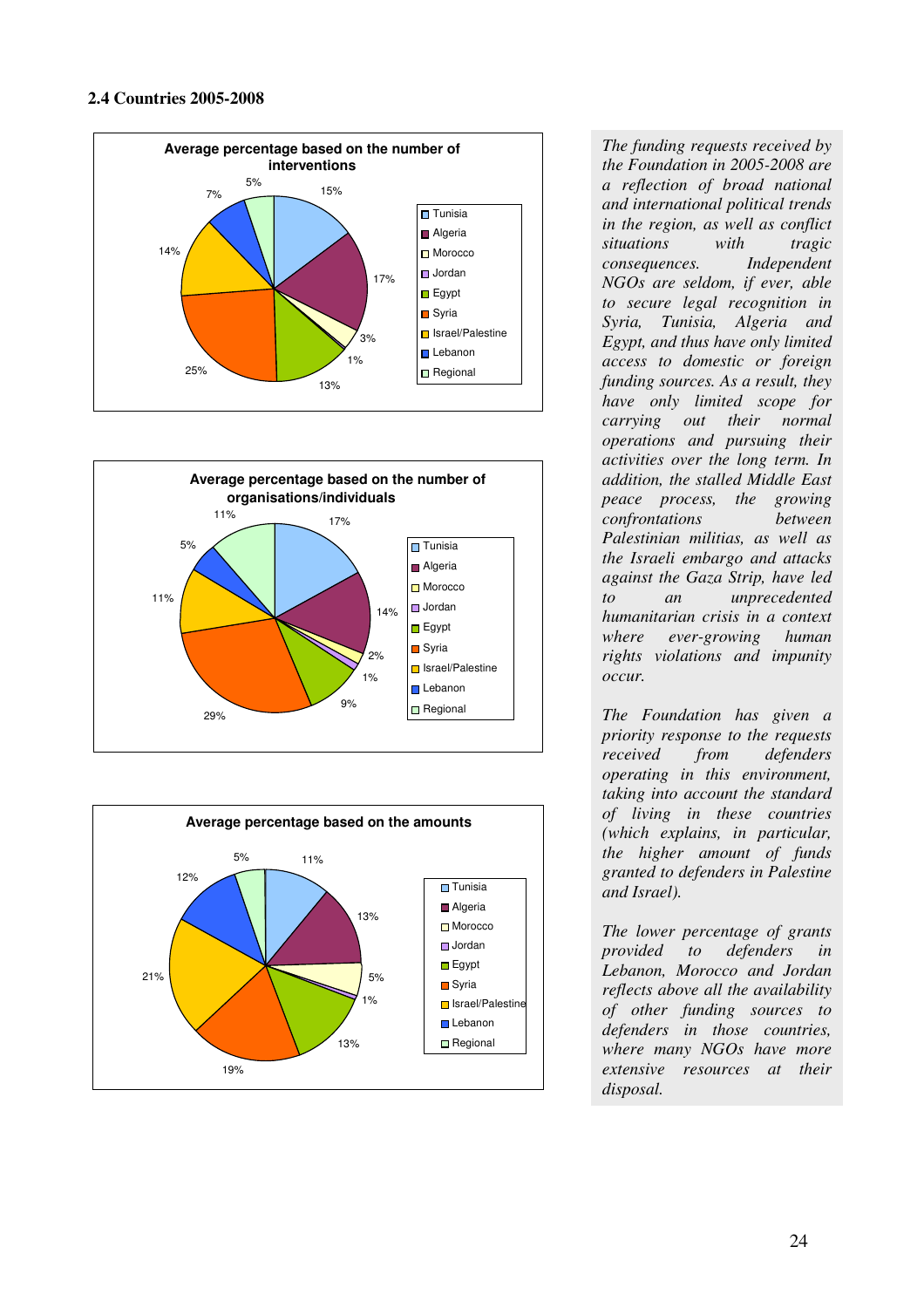### 2.4 Countries 2005-2008

**Average percentage based on the number of interventions**

15%
17%
3%
1%
13%
25%
14%
7%
5%

Tunisia
Algeria
Morocco
Jordan
Egypt
Syria
Israel/Palestine
Lebanon
Regional

**Average percentage based on the number of organisations/individuals**

17%
14%
2%
1%
9%
29%
11%
5%
11%

Tunisia
Algeria
Morocco
Jordan
Egypt
Syria
Israel/Palestine
Lebanon
Regional

**Average percentage based on the amounts**

11%
13%
5%
1%
13%
19%
21%
12%
5%

Tunisia
Algeria
Morocco
Jordan
Egypt
Syria
Israel/Palestine
Lebanon
Regional

*The funding requests received by the Foundation in 2005-2008 are a reflection of broad national and international political trends in the region, as well as conflict situations with tragic consequences. Independent NGOs are seldom, if ever, able to secure legal recognition in Syria, Tunisia, Algeria and Egypt, and thus have only limited access to domestic or foreign funding sources. As a result, they have only limited scope for carrying out their normal operations and pursuing their activities over the long term. In addition, the stalled Middle East peace process, the growing confrontations between Palestinian militias, as well as the Israeli embargo and attacks against the Gaza Strip, have led to an unprecedented humanitarian crisis in a context where ever-growing human rights violations and impunity occur.*

*The Foundation has given a priority response to the requests received from defenders operating in this environment, taking into account the standard of living in these countries (which explains, in particular, the higher amount of funds granted to defenders in Palestine and Israel).*

*The lower percentage of grants provided to defenders in Lebanon, Morocco and Jordan reflects above all the availability of other funding sources to defenders in those countries, where many NGOs have more extensive resources at their disposal.*